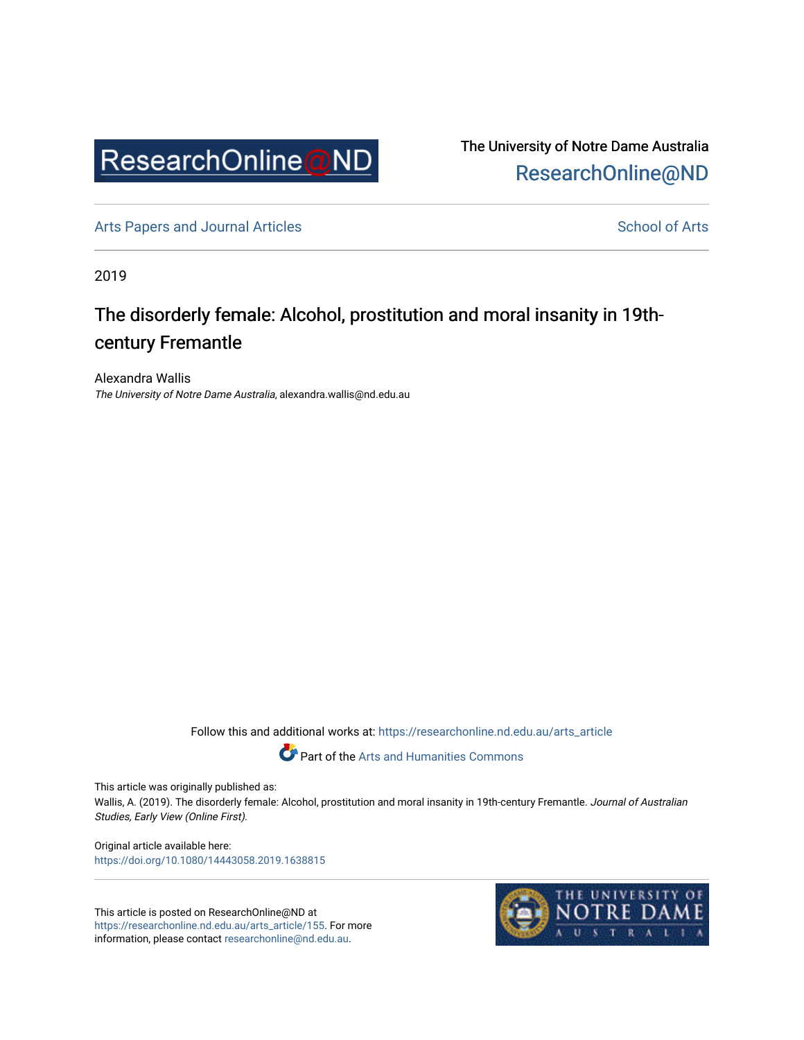The University of Notre Dame Australia
ResearchOnline@ND

Arts Papers and Journal Articles | School of Arts

2019

# The disorderly female: Alcohol, prostitution and moral insanity in 19th-century Fremantle

Alexandra Wallis
*The University of Notre Dame Australia*, alexandra.wallis@nd.edu.au

Follow this and additional works at: https://researchonline.nd.edu.au/arts_article

Part of the Arts and Humanities Commons

This article was originally published as:
Wallis, A. (2019). The disorderly female: Alcohol, prostitution and moral insanity in 19th-century Fremantle. *Journal of Australian Studies, Early View (Online First).*

Original article available here:
https://doi.org/10.1080/14443058.2019.1638815

This article is posted on ResearchOnline@ND at https://researchonline.nd.edu.au/arts_article/155. For more information, please contact researchonline@nd.edu.au.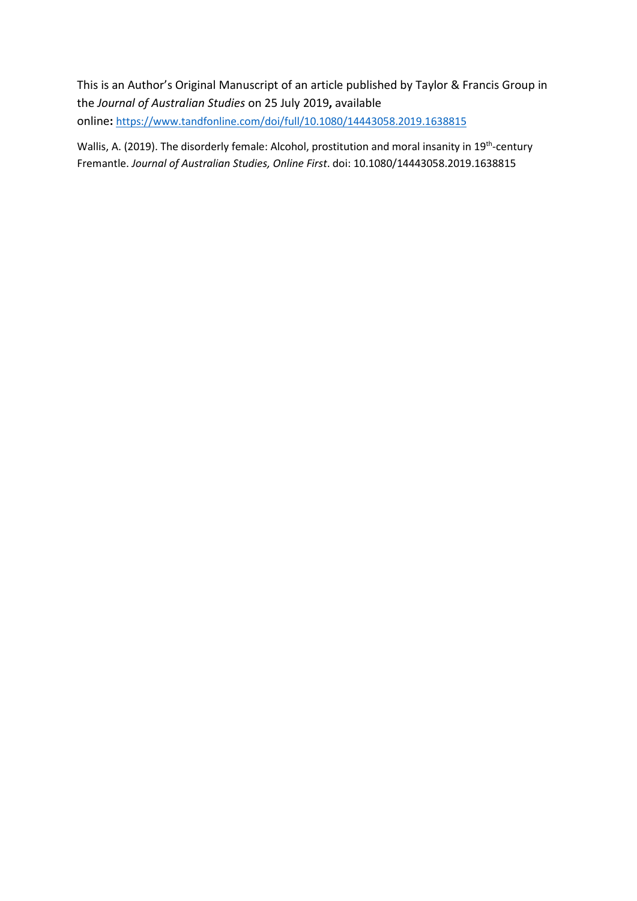This is an Author's Original Manuscript of an article published by Taylor & Francis Group in the *Journal of Australian Studies* on 25 July 2019**,** available online**:** https://www.tandfonline.com/doi/full/10.1080/14443058.2019.1638815

Wallis, A. (2019). The disorderly female: Alcohol, prostitution and moral insanity in 19th-century Fremantle. *Journal of Australian Studies, Online First*. doi: 10.1080/14443058.2019.1638815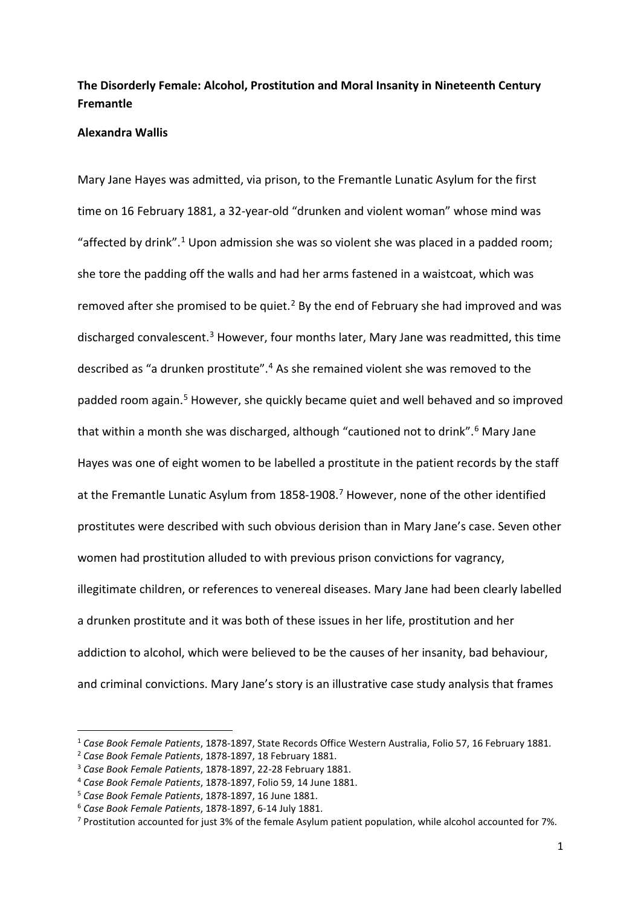**The Disorderly Female: Alcohol, Prostitution and Moral Insanity in Nineteenth Century Fremantle**

**Alexandra Wallis**

Mary Jane Hayes was admitted, via prison, to the Fremantle Lunatic Asylum for the first time on 16 February 1881, a 32-year-old "drunken and violent woman" whose mind was "affected by drink".[1] Upon admission she was so violent she was placed in a padded room; she tore the padding off the walls and had her arms fastened in a waistcoat, which was removed after she promised to be quiet.[2] By the end of February she had improved and was discharged convalescent.[3] However, four months later, Mary Jane was readmitted, this time described as "a drunken prostitute".[4] As she remained violent she was removed to the padded room again.[5] However, she quickly became quiet and well behaved and so improved that within a month she was discharged, although "cautioned not to drink".[6] Mary Jane Hayes was one of eight women to be labelled a prostitute in the patient records by the staff at the Fremantle Lunatic Asylum from 1858-1908.[7] However, none of the other identified prostitutes were described with such obvious derision than in Mary Jane's case. Seven other women had prostitution alluded to with previous prison convictions for vagrancy, illegitimate children, or references to venereal diseases. Mary Jane had been clearly labelled a drunken prostitute and it was both of these issues in her life, prostitution and her addiction to alcohol, which were believed to be the causes of her insanity, bad behaviour, and criminal convictions. Mary Jane's story is an illustrative case study analysis that frames

---

[1] *Case Book Female Patients*, 1878-1897, State Records Office Western Australia, Folio 57, 16 February 1881.

[2] *Case Book Female Patients*, 1878-1897, 18 February 1881.

[3] *Case Book Female Patients*, 1878-1897, 22-28 February 1881.

[4] *Case Book Female Patients*, 1878-1897, Folio 59, 14 June 1881.

[5] *Case Book Female Patients*, 1878-1897, 16 June 1881.

[6] *Case Book Female Patients*, 1878-1897, 6-14 July 1881.

[7] Prostitution accounted for just 3% of the female Asylum patient population, while alcohol accounted for 7%.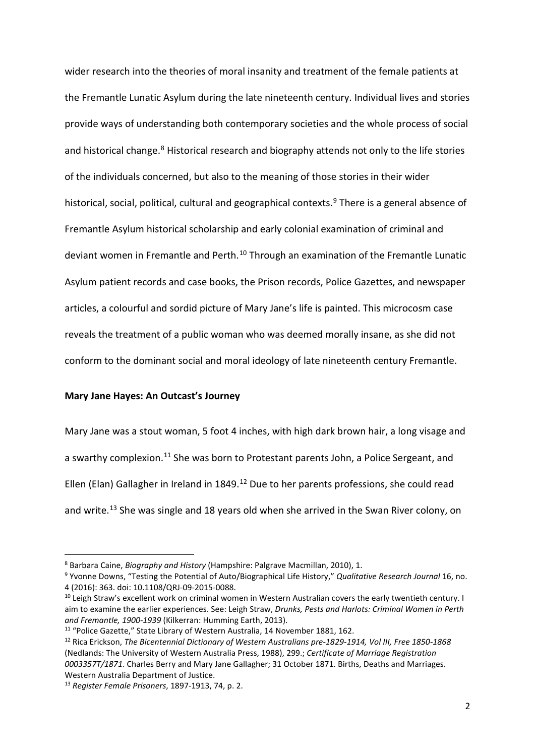wider research into the theories of moral insanity and treatment of the female patients at the Fremantle Lunatic Asylum during the late nineteenth century. Individual lives and stories provide ways of understanding both contemporary societies and the whole process of social and historical change.[8] Historical research and biography attends not only to the life stories of the individuals concerned, but also to the meaning of those stories in their wider historical, social, political, cultural and geographical contexts.[9] There is a general absence of Fremantle Asylum historical scholarship and early colonial examination of criminal and deviant women in Fremantle and Perth.[10] Through an examination of the Fremantle Lunatic Asylum patient records and case books, the Prison records, Police Gazettes, and newspaper articles, a colourful and sordid picture of Mary Jane's life is painted. This microcosm case reveals the treatment of a public woman who was deemed morally insane, as she did not conform to the dominant social and moral ideology of late nineteenth century Fremantle.

**Mary Jane Hayes: An Outcast's Journey**

Mary Jane was a stout woman, 5 foot 4 inches, with high dark brown hair, a long visage and a swarthy complexion.[11] She was born to Protestant parents John, a Police Sergeant, and Ellen (Elan) Gallagher in Ireland in 1849.[12] Due to her parents professions, she could read and write.[13] She was single and 18 years old when she arrived in the Swan River colony, on

[8] Barbara Caine, *Biography and History* (Hampshire: Palgrave Macmillan, 2010), 1.

[9] Yvonne Downs, "Testing the Potential of Auto/Biographical Life History," *Qualitative Research Journal* 16, no. 4 (2016): 363. doi: 10.1108/QRJ-09-2015-0088.

[10] Leigh Straw's excellent work on criminal women in Western Australian covers the early twentieth century. I aim to examine the earlier experiences. See: Leigh Straw, *Drunks, Pests and Harlots: Criminal Women in Perth and Fremantle, 1900-1939* (Kilkerran: Humming Earth, 2013).

[11] "Police Gazette," State Library of Western Australia, 14 November 1881, 162.

[12] Rica Erickson, *The Bicentennial Dictionary of Western Australians pre-1829-1914, Vol III, Free 1850-1868* (Nedlands: The University of Western Australia Press, 1988), 299.; *Certificate of Marriage Registration 0003357T/1871*. Charles Berry and Mary Jane Gallagher; 31 October 1871. Births, Deaths and Marriages. Western Australia Department of Justice.

[13] *Register Female Prisoners*, 1897-1913, 74, p. 2.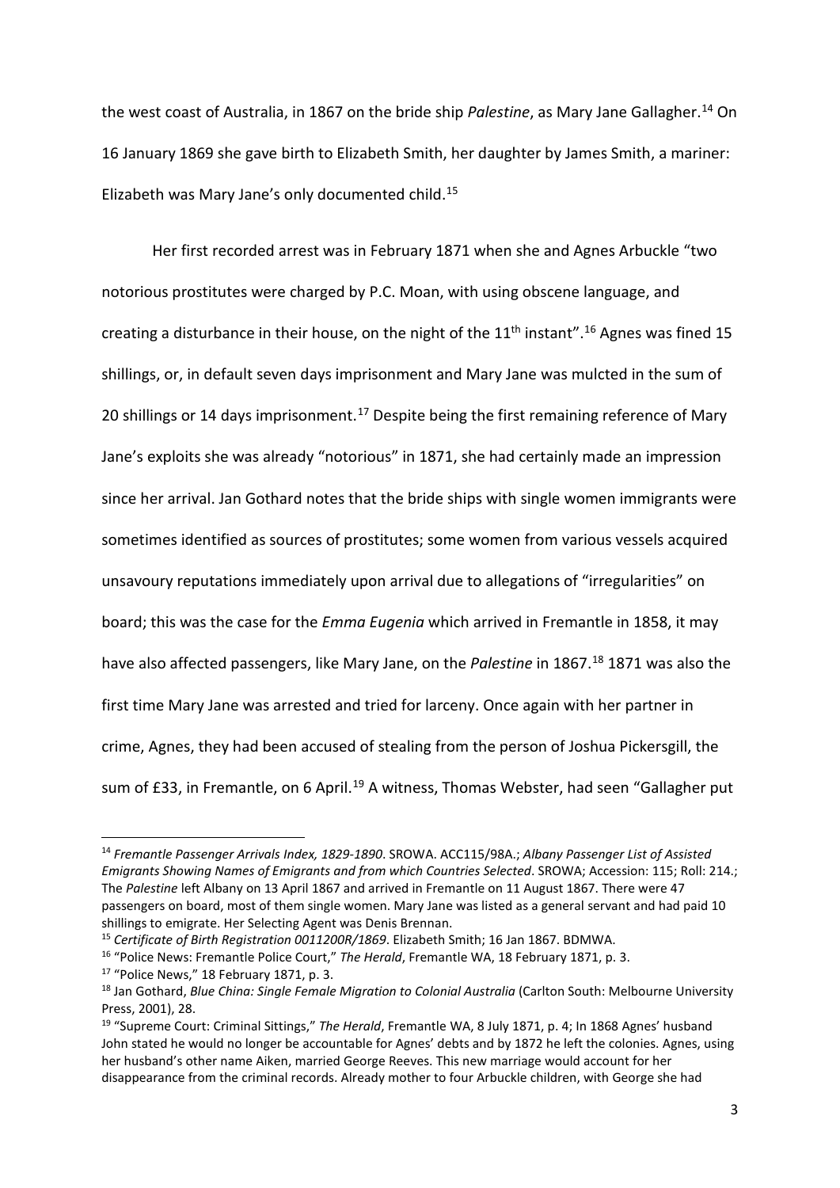the west coast of Australia, in 1867 on the bride ship *Palestine*, as Mary Jane Gallagher.[14] On 16 January 1869 she gave birth to Elizabeth Smith, her daughter by James Smith, a mariner: Elizabeth was Mary Jane's only documented child.[15]

Her first recorded arrest was in February 1871 when she and Agnes Arbuckle "two notorious prostitutes were charged by P.C. Moan, with using obscene language, and creating a disturbance in their house, on the night of the 11th instant".[16] Agnes was fined 15 shillings, or, in default seven days imprisonment and Mary Jane was mulcted in the sum of 20 shillings or 14 days imprisonment.[17] Despite being the first remaining reference of Mary Jane's exploits she was already "notorious" in 1871, she had certainly made an impression since her arrival. Jan Gothard notes that the bride ships with single women immigrants were sometimes identified as sources of prostitutes; some women from various vessels acquired unsavoury reputations immediately upon arrival due to allegations of "irregularities" on board; this was the case for the *Emma Eugenia* which arrived in Fremantle in 1858, it may have also affected passengers, like Mary Jane, on the *Palestine* in 1867.[18] 1871 was also the first time Mary Jane was arrested and tried for larceny. Once again with her partner in crime, Agnes, they had been accused of stealing from the person of Joshua Pickersgill, the sum of £33, in Fremantle, on 6 April.[19] A witness, Thomas Webster, had seen "Gallagher put

---

[14] *Fremantle Passenger Arrivals Index, 1829-1890*. SROWA. ACC115/98A.; *Albany Passenger List of Assisted Emigrants Showing Names of Emigrants and from which Countries Selected*. SROWA; Accession: 115; Roll: 214.; The *Palestine* left Albany on 13 April 1867 and arrived in Fremantle on 11 August 1867. There were 47 passengers on board, most of them single women. Mary Jane was listed as a general servant and had paid 10 shillings to emigrate. Her Selecting Agent was Denis Brennan.

[15] *Certificate of Birth Registration 0011200R/1869*. Elizabeth Smith; 16 Jan 1867. BDMWA.

[16] "Police News: Fremantle Police Court," *The Herald*, Fremantle WA, 18 February 1871, p. 3.

[17] "Police News," 18 February 1871, p. 3.

[18] Jan Gothard, *Blue China: Single Female Migration to Colonial Australia* (Carlton South: Melbourne University Press, 2001), 28.

[19] "Supreme Court: Criminal Sittings," *The Herald*, Fremantle WA, 8 July 1871, p. 4; In 1868 Agnes' husband John stated he would no longer be accountable for Agnes' debts and by 1872 he left the colonies. Agnes, using her husband's other name Aiken, married George Reeves. This new marriage would account for her disappearance from the criminal records. Already mother to four Arbuckle children, with George she had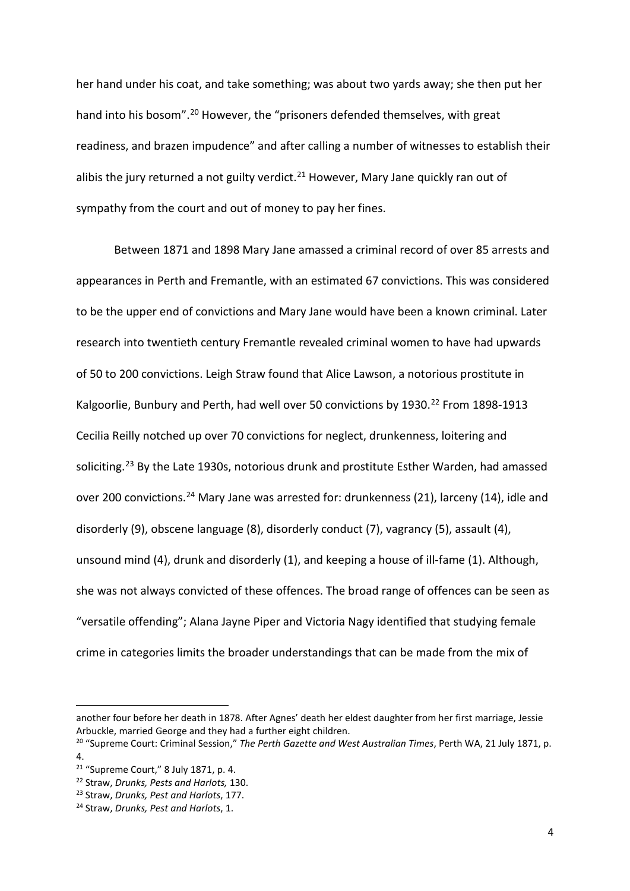her hand under his coat, and take something; was about two yards away; she then put her hand into his bosom".[20] However, the "prisoners defended themselves, with great readiness, and brazen impudence" and after calling a number of witnesses to establish their alibis the jury returned a not guilty verdict.[21] However, Mary Jane quickly ran out of sympathy from the court and out of money to pay her fines.

Between 1871 and 1898 Mary Jane amassed a criminal record of over 85 arrests and appearances in Perth and Fremantle, with an estimated 67 convictions. This was considered to be the upper end of convictions and Mary Jane would have been a known criminal. Later research into twentieth century Fremantle revealed criminal women to have had upwards of 50 to 200 convictions. Leigh Straw found that Alice Lawson, a notorious prostitute in Kalgoorlie, Bunbury and Perth, had well over 50 convictions by 1930.[22] From 1898-1913 Cecilia Reilly notched up over 70 convictions for neglect, drunkenness, loitering and soliciting.[23] By the Late 1930s, notorious drunk and prostitute Esther Warden, had amassed over 200 convictions.[24] Mary Jane was arrested for: drunkenness (21), larceny (14), idle and disorderly (9), obscene language (8), disorderly conduct (7), vagrancy (5), assault (4), unsound mind (4), drunk and disorderly (1), and keeping a house of ill-fame (1). Although, she was not always convicted of these offences. The broad range of offences can be seen as "versatile offending"; Alana Jayne Piper and Victoria Nagy identified that studying female crime in categories limits the broader understandings that can be made from the mix of

---

another four before her death in 1878. After Agnes' death her eldest daughter from her first marriage, Jessie Arbuckle, married George and they had a further eight children.

[20] "Supreme Court: Criminal Session," *The Perth Gazette and West Australian Times*, Perth WA, 21 July 1871, p. 4.

[21] "Supreme Court," 8 July 1871, p. 4.

[22] Straw, *Drunks, Pests and Harlots,* 130.

[23] Straw, *Drunks, Pest and Harlots*, 177.

[24] Straw, *Drunks, Pest and Harlots*, 1.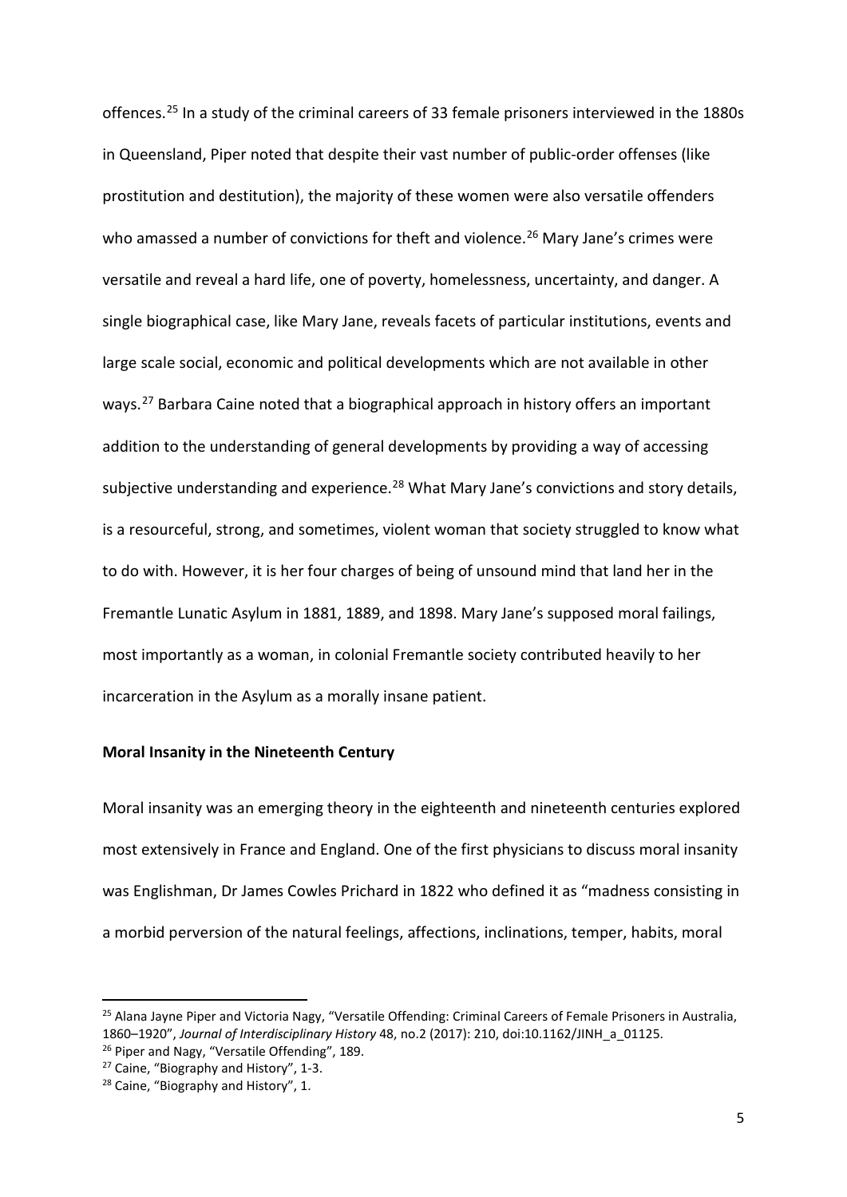offences.[25] In a study of the criminal careers of 33 female prisoners interviewed in the 1880s in Queensland, Piper noted that despite their vast number of public-order offenses (like prostitution and destitution), the majority of these women were also versatile offenders who amassed a number of convictions for theft and violence.[26] Mary Jane's crimes were versatile and reveal a hard life, one of poverty, homelessness, uncertainty, and danger. A single biographical case, like Mary Jane, reveals facets of particular institutions, events and large scale social, economic and political developments which are not available in other ways.[27] Barbara Caine noted that a biographical approach in history offers an important addition to the understanding of general developments by providing a way of accessing subjective understanding and experience.[28] What Mary Jane's convictions and story details, is a resourceful, strong, and sometimes, violent woman that society struggled to know what to do with. However, it is her four charges of being of unsound mind that land her in the Fremantle Lunatic Asylum in 1881, 1889, and 1898. Mary Jane's supposed moral failings, most importantly as a woman, in colonial Fremantle society contributed heavily to her incarceration in the Asylum as a morally insane patient.

**Moral Insanity in the Nineteenth Century**

Moral insanity was an emerging theory in the eighteenth and nineteenth centuries explored most extensively in France and England. One of the first physicians to discuss moral insanity was Englishman, Dr James Cowles Prichard in 1822 who defined it as "madness consisting in a morbid perversion of the natural feelings, affections, inclinations, temper, habits, moral

---

[25] Alana Jayne Piper and Victoria Nagy, "Versatile Offending: Criminal Careers of Female Prisoners in Australia, 1860–1920", *Journal of Interdisciplinary History* 48, no.2 (2017): 210, doi:10.1162/JINH_a_01125.

[26] Piper and Nagy, "Versatile Offending", 189.

[27] Caine, "Biography and History", 1-3.

[28] Caine, "Biography and History", 1.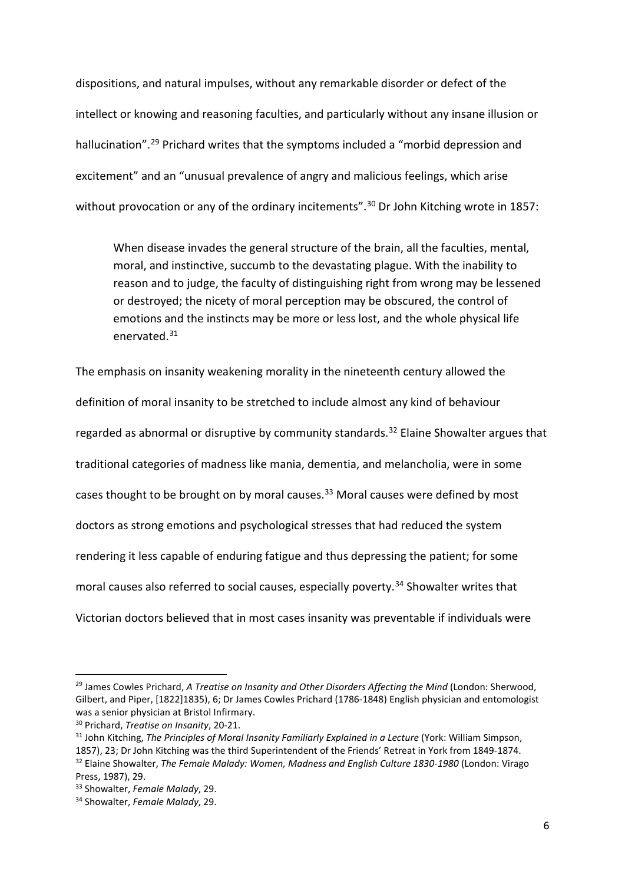dispositions, and natural impulses, without any remarkable disorder or defect of the intellect or knowing and reasoning faculties, and particularly without any insane illusion or hallucination".[29] Prichard writes that the symptoms included a "morbid depression and excitement" and an "unusual prevalence of angry and malicious feelings, which arise without provocation or any of the ordinary incitements".[30] Dr John Kitching wrote in 1857:

> When disease invades the general structure of the brain, all the faculties, mental, moral, and instinctive, succumb to the devastating plague. With the inability to reason and to judge, the faculty of distinguishing right from wrong may be lessened or destroyed; the nicety of moral perception may be obscured, the control of emotions and the instincts may be more or less lost, and the whole physical life enervated.[31]

The emphasis on insanity weakening morality in the nineteenth century allowed the definition of moral insanity to be stretched to include almost any kind of behaviour regarded as abnormal or disruptive by community standards.[32] Elaine Showalter argues that traditional categories of madness like mania, dementia, and melancholia, were in some cases thought to be brought on by moral causes.[33] Moral causes were defined by most doctors as strong emotions and psychological stresses that had reduced the system rendering it less capable of enduring fatigue and thus depressing the patient; for some moral causes also referred to social causes, especially poverty.[34] Showalter writes that Victorian doctors believed that in most cases insanity was preventable if individuals were

---

[29] James Cowles Prichard, *A Treatise on Insanity and Other Disorders Affecting the Mind* (London: Sherwood, Gilbert, and Piper, [1822]1835), 6; Dr James Cowles Prichard (1786-1848) English physician and entomologist was a senior physician at Bristol Infirmary.

[30] Prichard, *Treatise on Insanity*, 20-21.

[31] John Kitching, *The Principles of Moral Insanity Familiarly Explained in a Lecture* (York: William Simpson, 1857), 23; Dr John Kitching was the third Superintendent of the Friends' Retreat in York from 1849-1874.

[32] Elaine Showalter, *The Female Malady: Women, Madness and English Culture 1830-1980* (London: Virago Press, 1987), 29.

[33] Showalter, *Female Malady*, 29.

[34] Showalter, *Female Malady*, 29.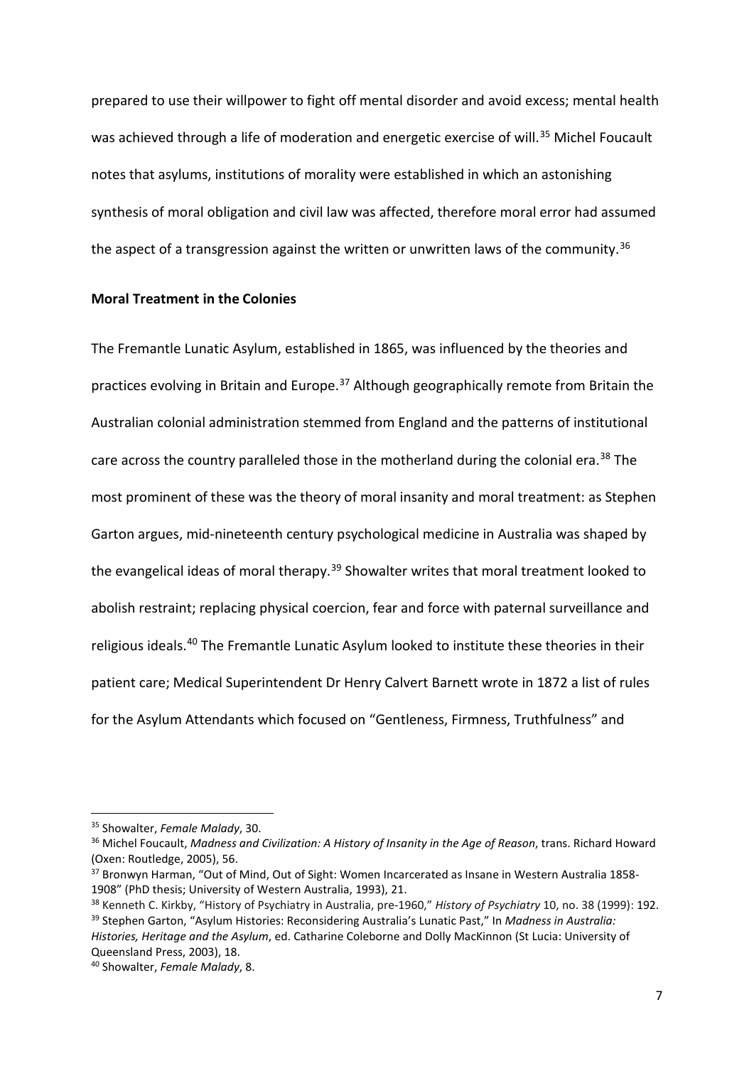prepared to use their willpower to fight off mental disorder and avoid excess; mental health was achieved through a life of moderation and energetic exercise of will.[35] Michel Foucault notes that asylums, institutions of morality were established in which an astonishing synthesis of moral obligation and civil law was affected, therefore moral error had assumed the aspect of a transgression against the written or unwritten laws of the community.[36]

**Moral Treatment in the Colonies**

The Fremantle Lunatic Asylum, established in 1865, was influenced by the theories and practices evolving in Britain and Europe.[37] Although geographically remote from Britain the Australian colonial administration stemmed from England and the patterns of institutional care across the country paralleled those in the motherland during the colonial era.[38] The most prominent of these was the theory of moral insanity and moral treatment: as Stephen Garton argues, mid-nineteenth century psychological medicine in Australia was shaped by the evangelical ideas of moral therapy.[39] Showalter writes that moral treatment looked to abolish restraint; replacing physical coercion, fear and force with paternal surveillance and religious ideals.[40] The Fremantle Lunatic Asylum looked to institute these theories in their patient care; Medical Superintendent Dr Henry Calvert Barnett wrote in 1872 a list of rules for the Asylum Attendants which focused on "Gentleness, Firmness, Truthfulness" and

---

[35] Showalter, *Female Malady*, 30.

[36] Michel Foucault, *Madness and Civilization: A History of Insanity in the Age of Reason*, trans. Richard Howard (Oxen: Routledge, 2005), 56.

[37] Bronwyn Harman, "Out of Mind, Out of Sight: Women Incarcerated as Insane in Western Australia 1858-1908" (PhD thesis; University of Western Australia, 1993), 21.

[38] Kenneth C. Kirkby, "History of Psychiatry in Australia, pre-1960," *History of Psychiatry* 10, no. 38 (1999): 192.

[39] Stephen Garton, "Asylum Histories: Reconsidering Australia's Lunatic Past," In *Madness in Australia: Histories, Heritage and the Asylum*, ed. Catharine Coleborne and Dolly MacKinnon (St Lucia: University of Queensland Press, 2003), 18.

[40] Showalter, *Female Malady*, 8.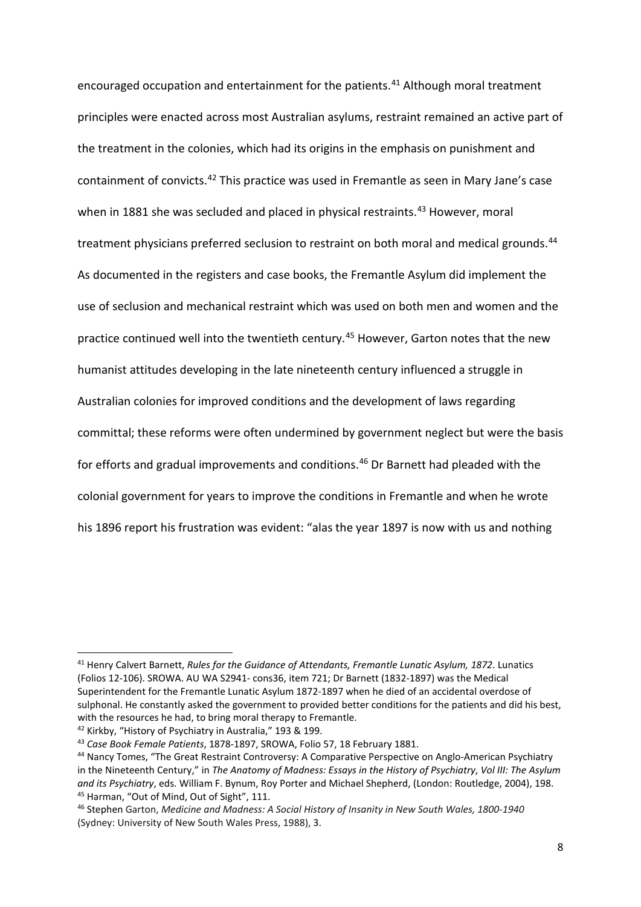encouraged occupation and entertainment for the patients.[41] Although moral treatment principles were enacted across most Australian asylums, restraint remained an active part of the treatment in the colonies, which had its origins in the emphasis on punishment and containment of convicts.[42] This practice was used in Fremantle as seen in Mary Jane's case when in 1881 she was secluded and placed in physical restraints.[43] However, moral treatment physicians preferred seclusion to restraint on both moral and medical grounds.[44] As documented in the registers and case books, the Fremantle Asylum did implement the use of seclusion and mechanical restraint which was used on both men and women and the practice continued well into the twentieth century.[45] However, Garton notes that the new humanist attitudes developing in the late nineteenth century influenced a struggle in Australian colonies for improved conditions and the development of laws regarding committal; these reforms were often undermined by government neglect but were the basis for efforts and gradual improvements and conditions.[46] Dr Barnett had pleaded with the colonial government for years to improve the conditions in Fremantle and when he wrote his 1896 report his frustration was evident: "alas the year 1897 is now with us and nothing

---

[41] Henry Calvert Barnett, *Rules for the Guidance of Attendants, Fremantle Lunatic Asylum, 1872*. Lunatics (Folios 12-106). SROWA. AU WA S2941- cons36, item 721; Dr Barnett (1832-1897) was the Medical Superintendent for the Fremantle Lunatic Asylum 1872-1897 when he died of an accidental overdose of sulphonal. He constantly asked the government to provided better conditions for the patients and did his best, with the resources he had, to bring moral therapy to Fremantle.

[42] Kirkby, "History of Psychiatry in Australia," 193 & 199.

[43] *Case Book Female Patients*, 1878-1897, SROWA, Folio 57, 18 February 1881.

[44] Nancy Tomes, "The Great Restraint Controversy: A Comparative Perspective on Anglo-American Psychiatry in the Nineteenth Century," in *The Anatomy of Madness: Essays in the History of Psychiatry*, *Vol III: The Asylum and its Psychiatry*, eds. William F. Bynum, Roy Porter and Michael Shepherd, (London: Routledge, 2004), 198.

[45] Harman, "Out of Mind, Out of Sight", 111.

[46] Stephen Garton, *Medicine and Madness: A Social History of Insanity in New South Wales, 1800-1940* (Sydney: University of New South Wales Press, 1988), 3.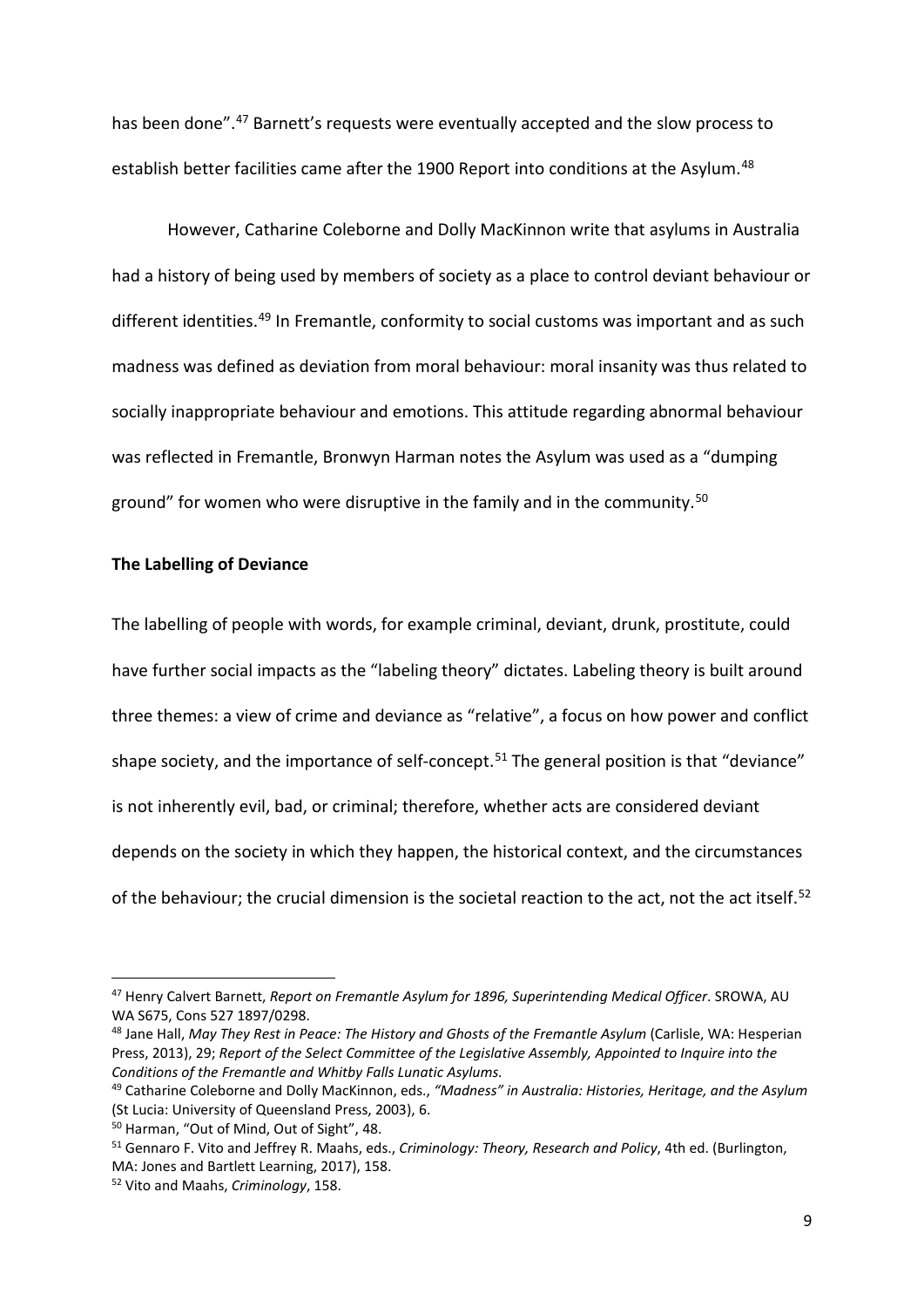has been done".[47] Barnett's requests were eventually accepted and the slow process to establish better facilities came after the 1900 Report into conditions at the Asylum.[48]

However, Catharine Coleborne and Dolly MacKinnon write that asylums in Australia had a history of being used by members of society as a place to control deviant behaviour or different identities.[49] In Fremantle, conformity to social customs was important and as such madness was defined as deviation from moral behaviour: moral insanity was thus related to socially inappropriate behaviour and emotions. This attitude regarding abnormal behaviour was reflected in Fremantle, Bronwyn Harman notes the Asylum was used as a "dumping ground" for women who were disruptive in the family and in the community.[50]

**The Labelling of Deviance**

The labelling of people with words, for example criminal, deviant, drunk, prostitute, could have further social impacts as the "labeling theory" dictates. Labeling theory is built around three themes: a view of crime and deviance as "relative", a focus on how power and conflict shape society, and the importance of self-concept.[51] The general position is that "deviance" is not inherently evil, bad, or criminal; therefore, whether acts are considered deviant depends on the society in which they happen, the historical context, and the circumstances of the behaviour; the crucial dimension is the societal reaction to the act, not the act itself.[52]

---

[47] Henry Calvert Barnett, *Report on Fremantle Asylum for 1896, Superintending Medical Officer*. SROWA, AU WA S675, Cons 527 1897/0298.

[48] Jane Hall, *May They Rest in Peace: The History and Ghosts of the Fremantle Asylum* (Carlisle, WA: Hesperian Press, 2013), 29; *Report of the Select Committee of the Legislative Assembly, Appointed to Inquire into the Conditions of the Fremantle and Whitby Falls Lunatic Asylums.*

[49] Catharine Coleborne and Dolly MacKinnon, eds., *"Madness" in Australia: Histories, Heritage, and the Asylum* (St Lucia: University of Queensland Press, 2003), 6.

[50] Harman, "Out of Mind, Out of Sight", 48.

[51] Gennaro F. Vito and Jeffrey R. Maahs, eds., *Criminology: Theory, Research and Policy*, 4th ed. (Burlington, MA: Jones and Bartlett Learning, 2017), 158.

[52] Vito and Maahs, *Criminology*, 158.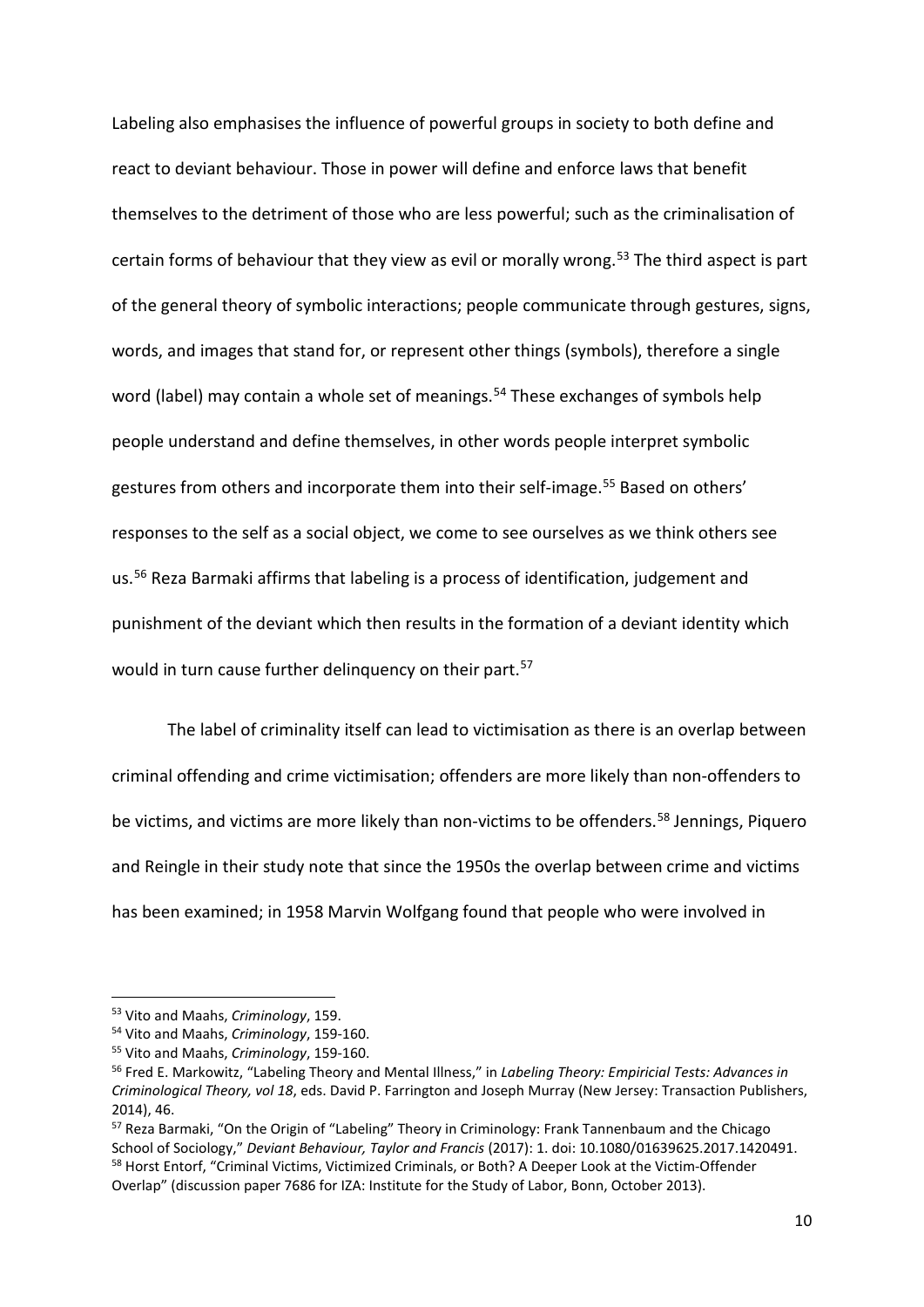Labeling also emphasises the influence of powerful groups in society to both define and react to deviant behaviour. Those in power will define and enforce laws that benefit themselves to the detriment of those who are less powerful; such as the criminalisation of certain forms of behaviour that they view as evil or morally wrong.[53] The third aspect is part of the general theory of symbolic interactions; people communicate through gestures, signs, words, and images that stand for, or represent other things (symbols), therefore a single word (label) may contain a whole set of meanings.[54] These exchanges of symbols help people understand and define themselves, in other words people interpret symbolic gestures from others and incorporate them into their self-image.[55] Based on others' responses to the self as a social object, we come to see ourselves as we think others see us.[56] Reza Barmaki affirms that labeling is a process of identification, judgement and punishment of the deviant which then results in the formation of a deviant identity which would in turn cause further delinquency on their part.[57]

The label of criminality itself can lead to victimisation as there is an overlap between criminal offending and crime victimisation; offenders are more likely than non-offenders to be victims, and victims are more likely than non-victims to be offenders.[58] Jennings, Piquero and Reingle in their study note that since the 1950s the overlap between crime and victims has been examined; in 1958 Marvin Wolfgang found that people who were involved in

---

[53] Vito and Maahs, *Criminology*, 159.

[54] Vito and Maahs, *Criminology*, 159-160.

[55] Vito and Maahs, *Criminology*, 159-160.

[56] Fred E. Markowitz, "Labeling Theory and Mental Illness," in *Labeling Theory: Empiricial Tests: Advances in Criminological Theory, vol 18*, eds. David P. Farrington and Joseph Murray (New Jersey: Transaction Publishers, 2014), 46.

[57] Reza Barmaki, "On the Origin of "Labeling" Theory in Criminology: Frank Tannenbaum and the Chicago School of Sociology," *Deviant Behaviour, Taylor and Francis* (2017): 1. doi: 10.1080/01639625.2017.1420491.

[58] Horst Entorf, "Criminal Victims, Victimized Criminals, or Both? A Deeper Look at the Victim-Offender Overlap" (discussion paper 7686 for IZA: Institute for the Study of Labor, Bonn, October 2013).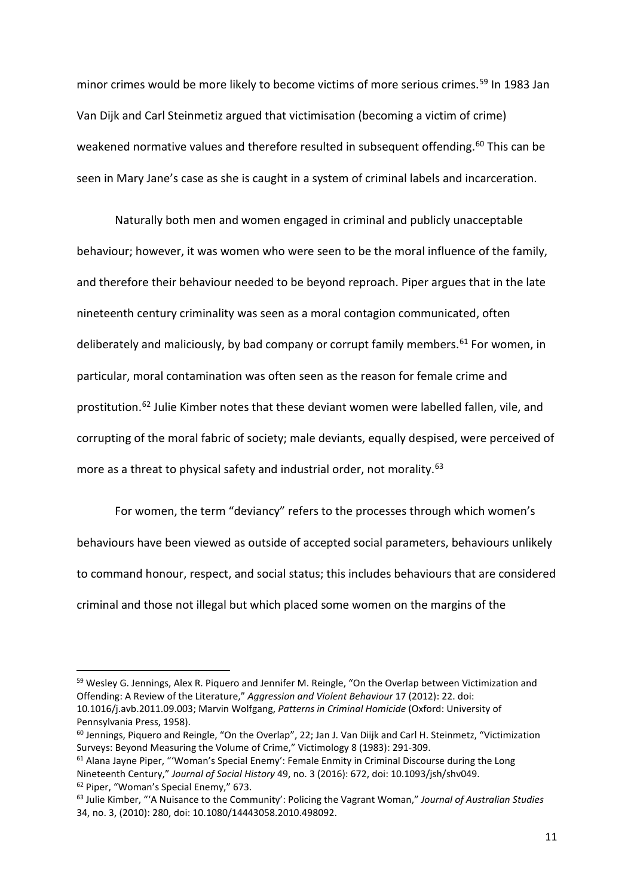minor crimes would be more likely to become victims of more serious crimes.[59] In 1983 Jan Van Dijk and Carl Steinmetiz argued that victimisation (becoming a victim of crime) weakened normative values and therefore resulted in subsequent offending.[60] This can be seen in Mary Jane's case as she is caught in a system of criminal labels and incarceration.

Naturally both men and women engaged in criminal and publicly unacceptable behaviour; however, it was women who were seen to be the moral influence of the family, and therefore their behaviour needed to be beyond reproach. Piper argues that in the late nineteenth century criminality was seen as a moral contagion communicated, often deliberately and maliciously, by bad company or corrupt family members.[61] For women, in particular, moral contamination was often seen as the reason for female crime and prostitution.[62] Julie Kimber notes that these deviant women were labelled fallen, vile, and corrupting of the moral fabric of society; male deviants, equally despised, were perceived of more as a threat to physical safety and industrial order, not morality.[63]

For women, the term "deviancy" refers to the processes through which women's behaviours have been viewed as outside of accepted social parameters, behaviours unlikely to command honour, respect, and social status; this includes behaviours that are considered criminal and those not illegal but which placed some women on the margins of the

---

[59] Wesley G. Jennings, Alex R. Piquero and Jennifer M. Reingle, "On the Overlap between Victimization and Offending: A Review of the Literature," *Aggression and Violent Behaviour* 17 (2012): 22. doi: 10.1016/j.avb.2011.09.003; Marvin Wolfgang, *Patterns in Criminal Homicide* (Oxford: University of Pennsylvania Press, 1958).

[60] Jennings, Piquero and Reingle, "On the Overlap", 22; Jan J. Van Diijk and Carl H. Steinmetz, "Victimization Surveys: Beyond Measuring the Volume of Crime," Victimology 8 (1983): 291-309.

[61] Alana Jayne Piper, "'Woman's Special Enemy': Female Enmity in Criminal Discourse during the Long Nineteenth Century," *Journal of Social History* 49, no. 3 (2016): 672, doi: 10.1093/jsh/shv049.

[62] Piper, "Woman's Special Enemy," 673.

[63] Julie Kimber, "'A Nuisance to the Community': Policing the Vagrant Woman," *Journal of Australian Studies* 34, no. 3, (2010): 280, doi: 10.1080/14443058.2010.498092.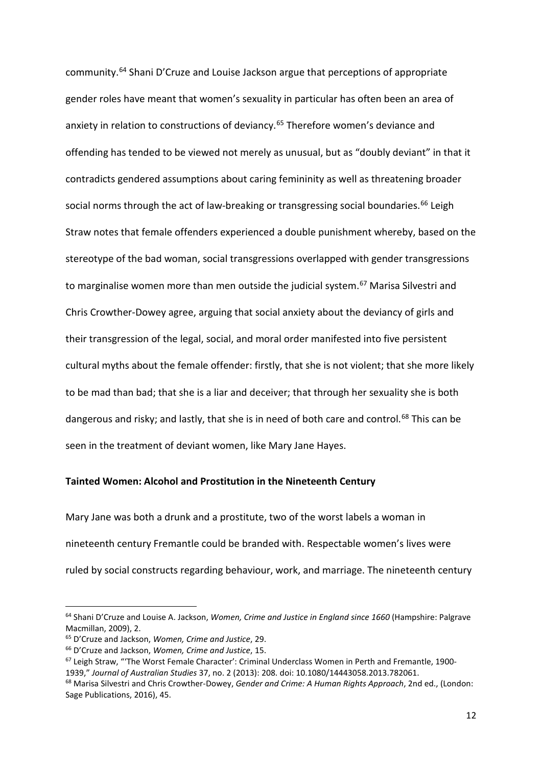community.[64] Shani D'Cruze and Louise Jackson argue that perceptions of appropriate gender roles have meant that women's sexuality in particular has often been an area of anxiety in relation to constructions of deviancy.[65] Therefore women's deviance and offending has tended to be viewed not merely as unusual, but as "doubly deviant" in that it contradicts gendered assumptions about caring femininity as well as threatening broader social norms through the act of law-breaking or transgressing social boundaries.[66] Leigh Straw notes that female offenders experienced a double punishment whereby, based on the stereotype of the bad woman, social transgressions overlapped with gender transgressions to marginalise women more than men outside the judicial system.[67] Marisa Silvestri and Chris Crowther-Dowey agree, arguing that social anxiety about the deviancy of girls and their transgression of the legal, social, and moral order manifested into five persistent cultural myths about the female offender: firstly, that she is not violent; that she more likely to be mad than bad; that she is a liar and deceiver; that through her sexuality she is both dangerous and risky; and lastly, that she is in need of both care and control.[68] This can be seen in the treatment of deviant women, like Mary Jane Hayes.

**Tainted Women: Alcohol and Prostitution in the Nineteenth Century**

Mary Jane was both a drunk and a prostitute, two of the worst labels a woman in nineteenth century Fremantle could be branded with. Respectable women's lives were ruled by social constructs regarding behaviour, work, and marriage. The nineteenth century

---

[64] Shani D'Cruze and Louise A. Jackson, *Women, Crime and Justice in England since 1660* (Hampshire: Palgrave Macmillan, 2009), 2.

[65] D'Cruze and Jackson, *Women, Crime and Justice*, 29.

[66] D'Cruze and Jackson, *Women, Crime and Justice*, 15.

[67] Leigh Straw, "'The Worst Female Character': Criminal Underclass Women in Perth and Fremantle, 1900-1939," *Journal of Australian Studies* 37, no. 2 (2013): 208. doi: 10.1080/14443058.2013.782061.

[68] Marisa Silvestri and Chris Crowther-Dowey, *Gender and Crime: A Human Rights Approach*, 2nd ed., (London: Sage Publications, 2016), 45.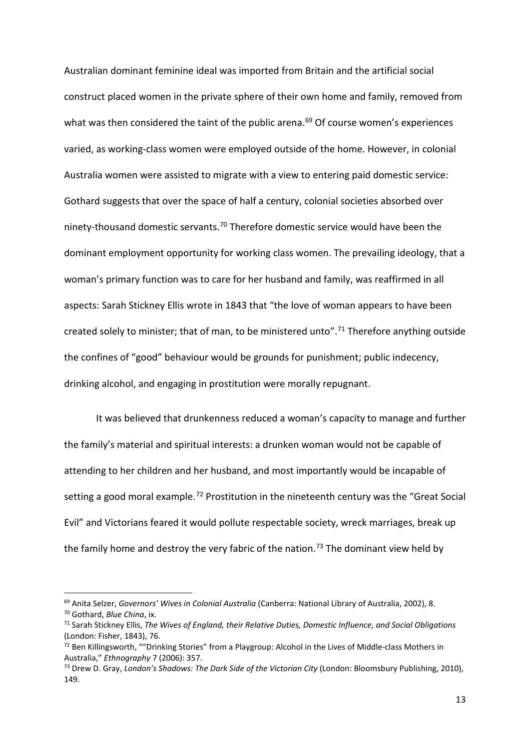Australian dominant feminine ideal was imported from Britain and the artificial social construct placed women in the private sphere of their own home and family, removed from what was then considered the taint of the public arena.[69] Of course women's experiences varied, as working-class women were employed outside of the home. However, in colonial Australia women were assisted to migrate with a view to entering paid domestic service: Gothard suggests that over the space of half a century, colonial societies absorbed over ninety-thousand domestic servants.[70] Therefore domestic service would have been the dominant employment opportunity for working class women. The prevailing ideology, that a woman's primary function was to care for her husband and family, was reaffirmed in all aspects: Sarah Stickney Ellis wrote in 1843 that "the love of woman appears to have been created solely to minister; that of man, to be ministered unto".[71] Therefore anything outside the confines of "good" behaviour would be grounds for punishment; public indecency, drinking alcohol, and engaging in prostitution were morally repugnant.

It was believed that drunkenness reduced a woman's capacity to manage and further the family's material and spiritual interests: a drunken woman would not be capable of attending to her children and her husband, and most importantly would be incapable of setting a good moral example.[72] Prostitution in the nineteenth century was the "Great Social Evil" and Victorians feared it would pollute respectable society, wreck marriages, break up the family home and destroy the very fabric of the nation.[73] The dominant view held by

---

[69] Anita Selzer, *Governors' Wives in Colonial Australia* (Canberra: National Library of Australia, 2002), 8.

[70] Gothard, *Blue China*, ix.

[71] Sarah Stickney Ellis, *The Wives of England, their Relative Duties, Domestic Influence, and Social Obligations* (London: Fisher, 1843), 76.

[72] Ben Killingsworth, ""Drinking Stories" from a Playgroup: Alcohol in the Lives of Middle-class Mothers in Australia," *Ethnography* 7 (2006): 357.

[73] Drew D. Gray, *London's Shadows: The Dark Side of the Victorian City* (London: Bloomsbury Publishing, 2010), 149.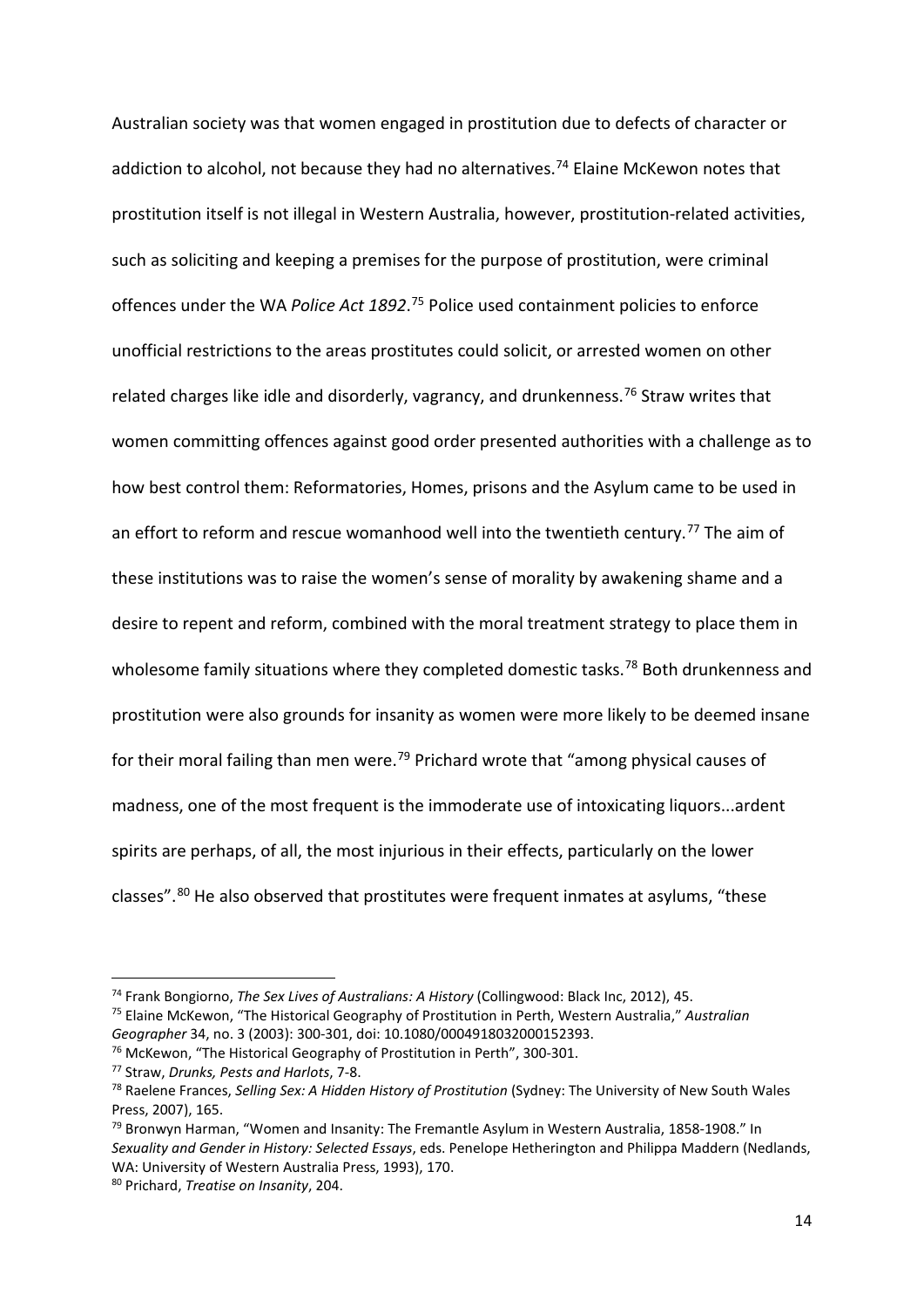Australian society was that women engaged in prostitution due to defects of character or addiction to alcohol, not because they had no alternatives.[74] Elaine McKewon notes that prostitution itself is not illegal in Western Australia, however, prostitution-related activities, such as soliciting and keeping a premises for the purpose of prostitution, were criminal offences under the WA *Police Act 1892*.[75] Police used containment policies to enforce unofficial restrictions to the areas prostitutes could solicit, or arrested women on other related charges like idle and disorderly, vagrancy, and drunkenness.[76] Straw writes that women committing offences against good order presented authorities with a challenge as to how best control them: Reformatories, Homes, prisons and the Asylum came to be used in an effort to reform and rescue womanhood well into the twentieth century.[77] The aim of these institutions was to raise the women's sense of morality by awakening shame and a desire to repent and reform, combined with the moral treatment strategy to place them in wholesome family situations where they completed domestic tasks.[78] Both drunkenness and prostitution were also grounds for insanity as women were more likely to be deemed insane for their moral failing than men were.[79] Prichard wrote that "among physical causes of madness, one of the most frequent is the immoderate use of intoxicating liquors...ardent spirits are perhaps, of all, the most injurious in their effects, particularly on the lower classes".[80] He also observed that prostitutes were frequent inmates at asylums, "these

---

[74] Frank Bongiorno, *The Sex Lives of Australians: A History* (Collingwood: Black Inc, 2012), 45.

[75] Elaine McKewon, "The Historical Geography of Prostitution in Perth, Western Australia," *Australian Geographer* 34, no. 3 (2003): 300-301, doi: 10.1080/0004918032000152393.

[76] McKewon, "The Historical Geography of Prostitution in Perth", 300-301.

[77] Straw, *Drunks, Pests and Harlots*, 7-8.

[78] Raelene Frances, *Selling Sex: A Hidden History of Prostitution* (Sydney: The University of New South Wales Press, 2007), 165.

[79] Bronwyn Harman, "Women and Insanity: The Fremantle Asylum in Western Australia, 1858-1908." In *Sexuality and Gender in History: Selected Essays*, eds. Penelope Hetherington and Philippa Maddern (Nedlands, WA: University of Western Australia Press, 1993), 170.

[80] Prichard, *Treatise on Insanity*, 204.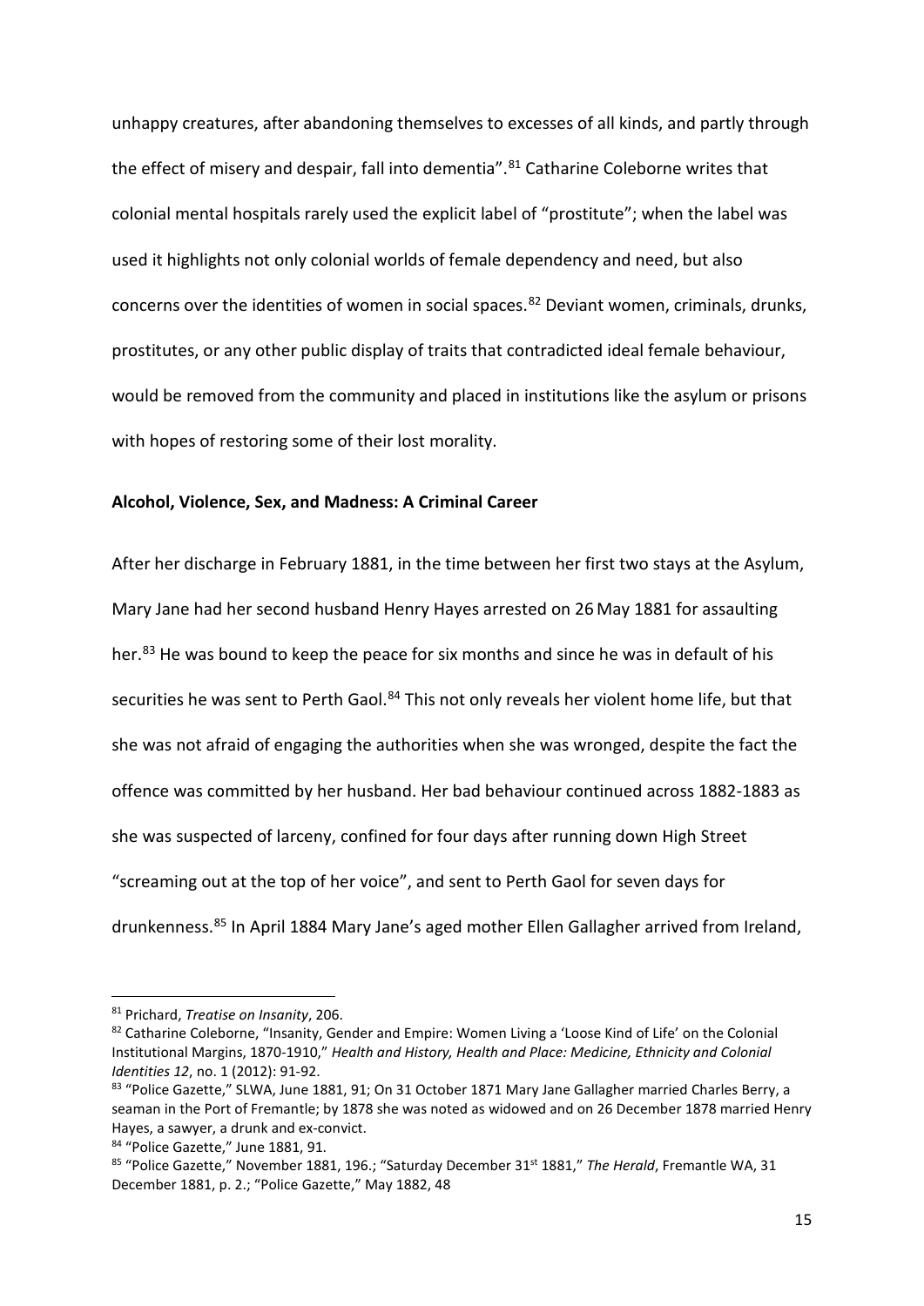unhappy creatures, after abandoning themselves to excesses of all kinds, and partly through the effect of misery and despair, fall into dementia".[81] Catharine Coleborne writes that colonial mental hospitals rarely used the explicit label of "prostitute"; when the label was used it highlights not only colonial worlds of female dependency and need, but also concerns over the identities of women in social spaces.[82] Deviant women, criminals, drunks, prostitutes, or any other public display of traits that contradicted ideal female behaviour, would be removed from the community and placed in institutions like the asylum or prisons with hopes of restoring some of their lost morality.

### Alcohol, Violence, Sex, and Madness: A Criminal Career

After her discharge in February 1881, in the time between her first two stays at the Asylum, Mary Jane had her second husband Henry Hayes arrested on 26 May 1881 for assaulting her.[83] He was bound to keep the peace for six months and since he was in default of his securities he was sent to Perth Gaol.[84] This not only reveals her violent home life, but that she was not afraid of engaging the authorities when she was wronged, despite the fact the offence was committed by her husband. Her bad behaviour continued across 1882-1883 as she was suspected of larceny, confined for four days after running down High Street "screaming out at the top of her voice", and sent to Perth Gaol for seven days for drunkenness.[85] In April 1884 Mary Jane's aged mother Ellen Gallagher arrived from Ireland,

---

[81] Prichard, *Treatise on Insanity*, 206.

[82] Catharine Coleborne, "Insanity, Gender and Empire: Women Living a 'Loose Kind of Life' on the Colonial Institutional Margins, 1870-1910," *Health and History, Health and Place: Medicine, Ethnicity and Colonial Identities 12*, no. 1 (2012): 91-92.

[83] "Police Gazette," SLWA, June 1881, 91; On 31 October 1871 Mary Jane Gallagher married Charles Berry, a seaman in the Port of Fremantle; by 1878 she was noted as widowed and on 26 December 1878 married Henry Hayes, a sawyer, a drunk and ex-convict.

[84] "Police Gazette," June 1881, 91.

[85] "Police Gazette," November 1881, 196.; "Saturday December 31st 1881," *The Herald*, Fremantle WA, 31 December 1881, p. 2.; "Police Gazette," May 1882, 48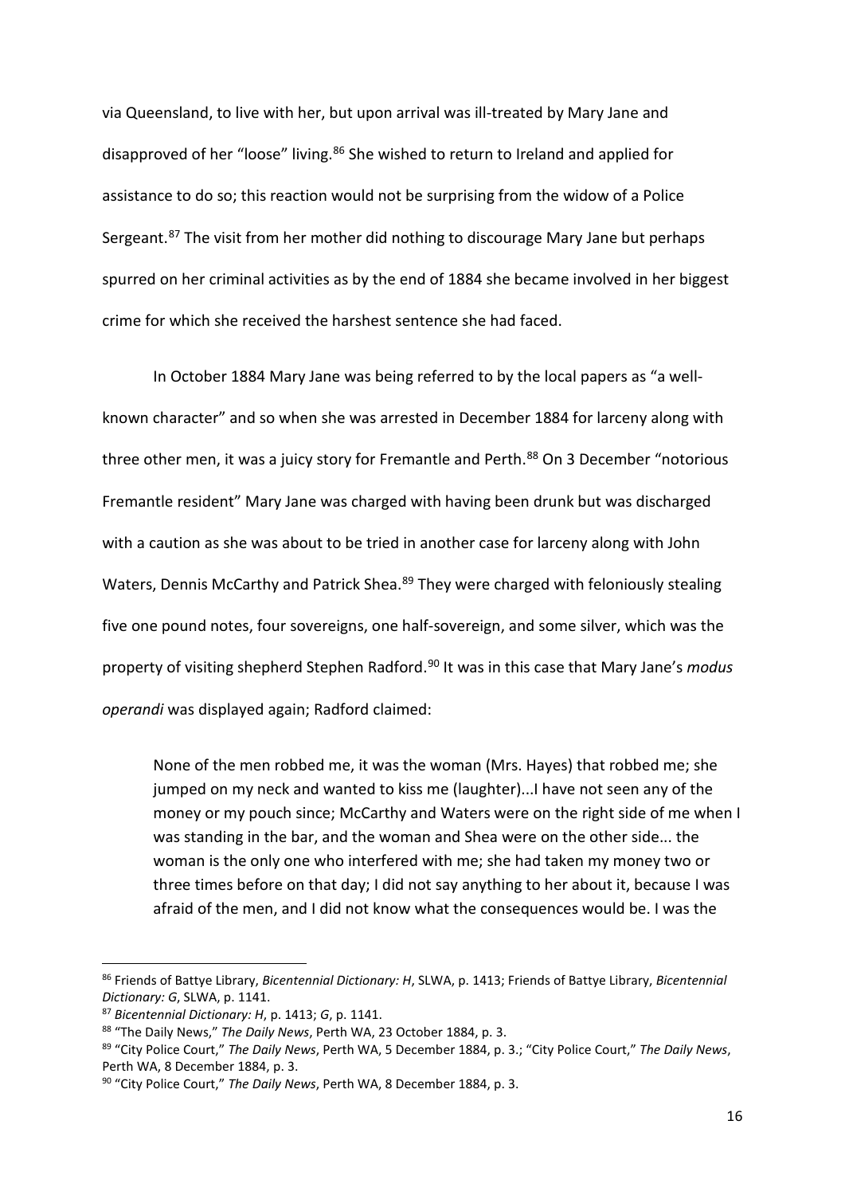via Queensland, to live with her, but upon arrival was ill-treated by Mary Jane and disapproved of her "loose" living.[86] She wished to return to Ireland and applied for assistance to do so; this reaction would not be surprising from the widow of a Police Sergeant.[87] The visit from her mother did nothing to discourage Mary Jane but perhaps spurred on her criminal activities as by the end of 1884 she became involved in her biggest crime for which she received the harshest sentence she had faced.

In October 1884 Mary Jane was being referred to by the local papers as "a well-known character" and so when she was arrested in December 1884 for larceny along with three other men, it was a juicy story for Fremantle and Perth.[88] On 3 December "notorious Fremantle resident" Mary Jane was charged with having been drunk but was discharged with a caution as she was about to be tried in another case for larceny along with John Waters, Dennis McCarthy and Patrick Shea.[89] They were charged with feloniously stealing five one pound notes, four sovereigns, one half-sovereign, and some silver, which was the property of visiting shepherd Stephen Radford.[90] It was in this case that Mary Jane's *modus operandi* was displayed again; Radford claimed:

> None of the men robbed me, it was the woman (Mrs. Hayes) that robbed me; she jumped on my neck and wanted to kiss me (laughter)...I have not seen any of the money or my pouch since; McCarthy and Waters were on the right side of me when I was standing in the bar, and the woman and Shea were on the other side... the woman is the only one who interfered with me; she had taken my money two or three times before on that day; I did not say anything to her about it, because I was afraid of the men, and I did not know what the consequences would be. I was the

---

[86] Friends of Battye Library, *Bicentennial Dictionary: H*, SLWA, p. 1413; Friends of Battye Library, *Bicentennial Dictionary: G*, SLWA, p. 1141.

[87] *Bicentennial Dictionary: H*, p. 1413; *G*, p. 1141.

[88] "The Daily News," *The Daily News*, Perth WA, 23 October 1884, p. 3.

[89] "City Police Court," *The Daily News*, Perth WA, 5 December 1884, p. 3.; "City Police Court," *The Daily News*, Perth WA, 8 December 1884, p. 3.

[90] "City Police Court," *The Daily News*, Perth WA, 8 December 1884, p. 3.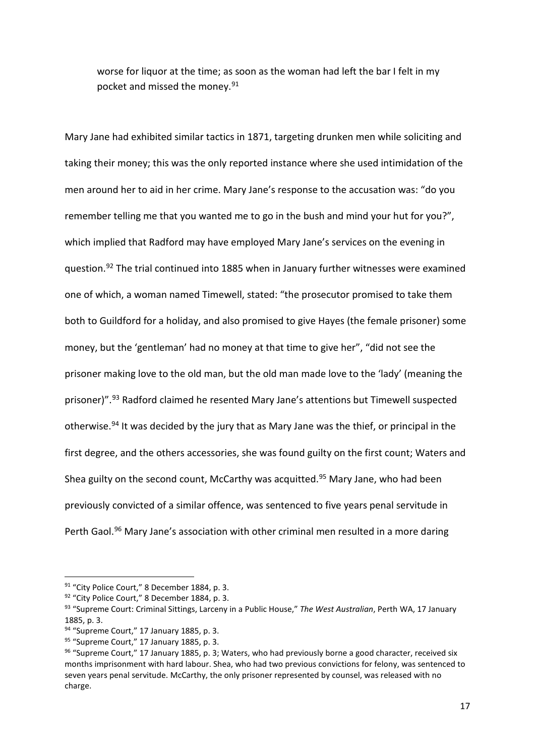> worse for liquor at the time; as soon as the woman had left the bar I felt in my pocket and missed the money.[91]

Mary Jane had exhibited similar tactics in 1871, targeting drunken men while soliciting and taking their money; this was the only reported instance where she used intimidation of the men around her to aid in her crime. Mary Jane's response to the accusation was: "do you remember telling me that you wanted me to go in the bush and mind your hut for you?", which implied that Radford may have employed Mary Jane's services on the evening in question.[92] The trial continued into 1885 when in January further witnesses were examined one of which, a woman named Timewell, stated: "the prosecutor promised to take them both to Guildford for a holiday, and also promised to give Hayes (the female prisoner) some money, but the 'gentleman' had no money at that time to give her", "did not see the prisoner making love to the old man, but the old man made love to the 'lady' (meaning the prisoner)".[93] Radford claimed he resented Mary Jane's attentions but Timewell suspected otherwise.[94] It was decided by the jury that as Mary Jane was the thief, or principal in the first degree, and the others accessories, she was found guilty on the first count; Waters and Shea guilty on the second count, McCarthy was acquitted.[95] Mary Jane, who had been previously convicted of a similar offence, was sentenced to five years penal servitude in Perth Gaol.[96] Mary Jane's association with other criminal men resulted in a more daring

---

[91] "City Police Court," 8 December 1884, p. 3.

[92] "City Police Court," 8 December 1884, p. 3.

[93] "Supreme Court: Criminal Sittings, Larceny in a Public House," *The West Australian*, Perth WA, 17 January 1885, p. 3.

[94] "Supreme Court," 17 January 1885, p. 3.

[95] "Supreme Court," 17 January 1885, p. 3.

[96] "Supreme Court," 17 January 1885, p. 3; Waters, who had previously borne a good character, received six months imprisonment with hard labour. Shea, who had two previous convictions for felony, was sentenced to seven years penal servitude. McCarthy, the only prisoner represented by counsel, was released with no charge.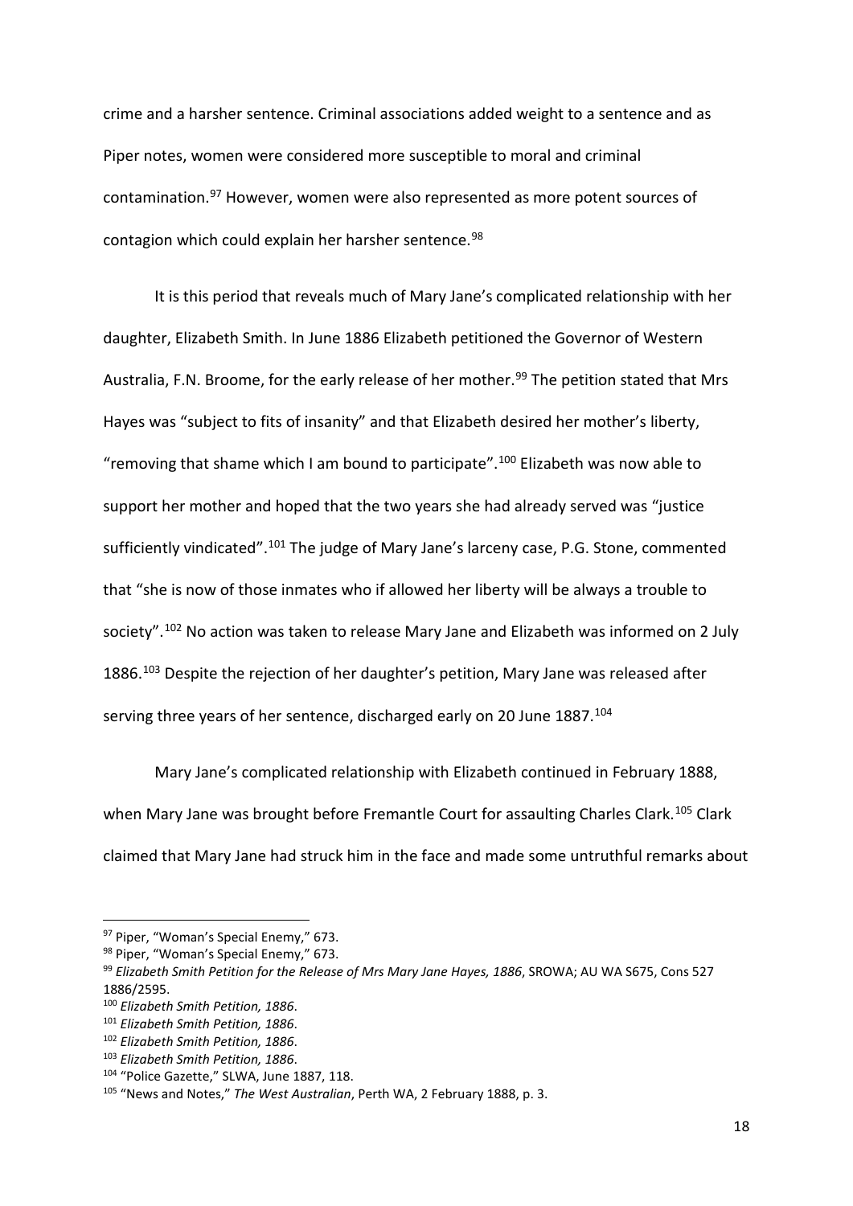crime and a harsher sentence. Criminal associations added weight to a sentence and as Piper notes, women were considered more susceptible to moral and criminal contamination.[97] However, women were also represented as more potent sources of contagion which could explain her harsher sentence.[98]

It is this period that reveals much of Mary Jane's complicated relationship with her daughter, Elizabeth Smith. In June 1886 Elizabeth petitioned the Governor of Western Australia, F.N. Broome, for the early release of her mother.[99] The petition stated that Mrs Hayes was "subject to fits of insanity" and that Elizabeth desired her mother's liberty, "removing that shame which I am bound to participate".[100] Elizabeth was now able to support her mother and hoped that the two years she had already served was "justice sufficiently vindicated".[101] The judge of Mary Jane's larceny case, P.G. Stone, commented that "she is now of those inmates who if allowed her liberty will be always a trouble to society".[102] No action was taken to release Mary Jane and Elizabeth was informed on 2 July 1886.[103] Despite the rejection of her daughter's petition, Mary Jane was released after serving three years of her sentence, discharged early on 20 June 1887.[104]

Mary Jane's complicated relationship with Elizabeth continued in February 1888, when Mary Jane was brought before Fremantle Court for assaulting Charles Clark.[105] Clark claimed that Mary Jane had struck him in the face and made some untruthful remarks about

---

[97] Piper, "Woman's Special Enemy," 673.

[98] Piper, "Woman's Special Enemy," 673.

[99] *Elizabeth Smith Petition for the Release of Mrs Mary Jane Hayes, 1886*, SROWA; AU WA S675, Cons 527 1886/2595.

[100] *Elizabeth Smith Petition, 1886*.

[101] *Elizabeth Smith Petition, 1886*.

[102] *Elizabeth Smith Petition, 1886*.

[103] *Elizabeth Smith Petition, 1886*.

[104] "Police Gazette," SLWA, June 1887, 118.

[105] "News and Notes," *The West Australian*, Perth WA, 2 February 1888, p. 3.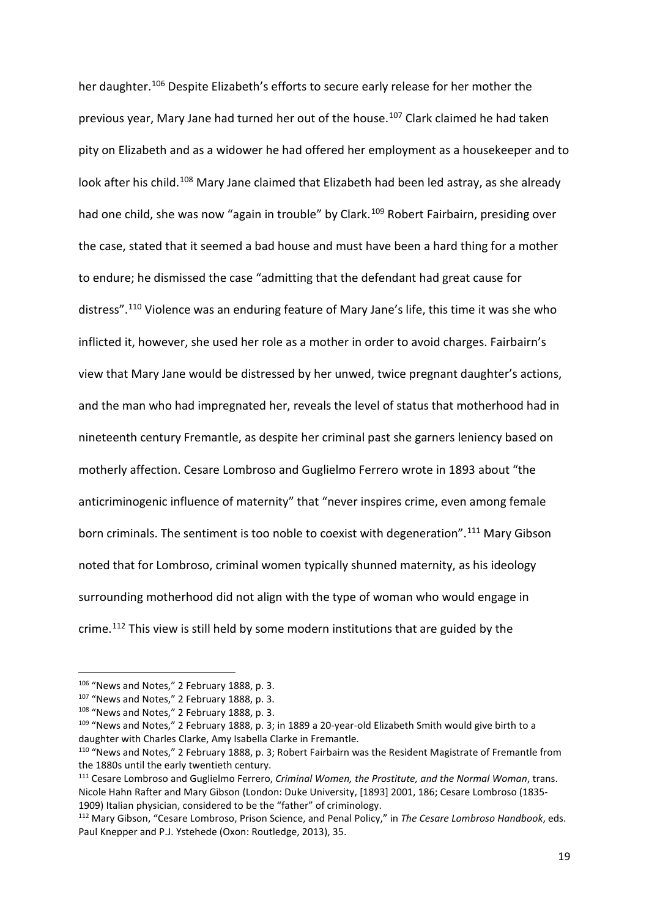her daughter.[106] Despite Elizabeth's efforts to secure early release for her mother the previous year, Mary Jane had turned her out of the house.[107] Clark claimed he had taken pity on Elizabeth and as a widower he had offered her employment as a housekeeper and to look after his child.[108] Mary Jane claimed that Elizabeth had been led astray, as she already had one child, she was now "again in trouble" by Clark.[109] Robert Fairbairn, presiding over the case, stated that it seemed a bad house and must have been a hard thing for a mother to endure; he dismissed the case "admitting that the defendant had great cause for distress".[110] Violence was an enduring feature of Mary Jane's life, this time it was she who inflicted it, however, she used her role as a mother in order to avoid charges. Fairbairn's view that Mary Jane would be distressed by her unwed, twice pregnant daughter's actions, and the man who had impregnated her, reveals the level of status that motherhood had in nineteenth century Fremantle, as despite her criminal past she garners leniency based on motherly affection. Cesare Lombroso and Guglielmo Ferrero wrote in 1893 about "the anticriminogenic influence of maternity" that "never inspires crime, even among female born criminals. The sentiment is too noble to coexist with degeneration".[111] Mary Gibson noted that for Lombroso, criminal women typically shunned maternity, as his ideology surrounding motherhood did not align with the type of woman who would engage in crime.[112] This view is still held by some modern institutions that are guided by the

---

[106] "News and Notes," 2 February 1888, p. 3.

[107] "News and Notes," 2 February 1888, p. 3.

[108] "News and Notes," 2 February 1888, p. 3.

[109] "News and Notes," 2 February 1888, p. 3; in 1889 a 20-year-old Elizabeth Smith would give birth to a daughter with Charles Clarke, Amy Isabella Clarke in Fremantle.

[110] "News and Notes," 2 February 1888, p. 3; Robert Fairbairn was the Resident Magistrate of Fremantle from the 1880s until the early twentieth century.

[111] Cesare Lombroso and Guglielmo Ferrero, *Criminal Women, the Prostitute, and the Normal Woman*, trans. Nicole Hahn Rafter and Mary Gibson (London: Duke University, [1893] 2001, 186; Cesare Lombroso (1835-1909) Italian physician, considered to be the "father" of criminology.

[112] Mary Gibson, "Cesare Lombroso, Prison Science, and Penal Policy," in *The Cesare Lombroso Handbook*, eds. Paul Knepper and P.J. Ystehede (Oxon: Routledge, 2013), 35.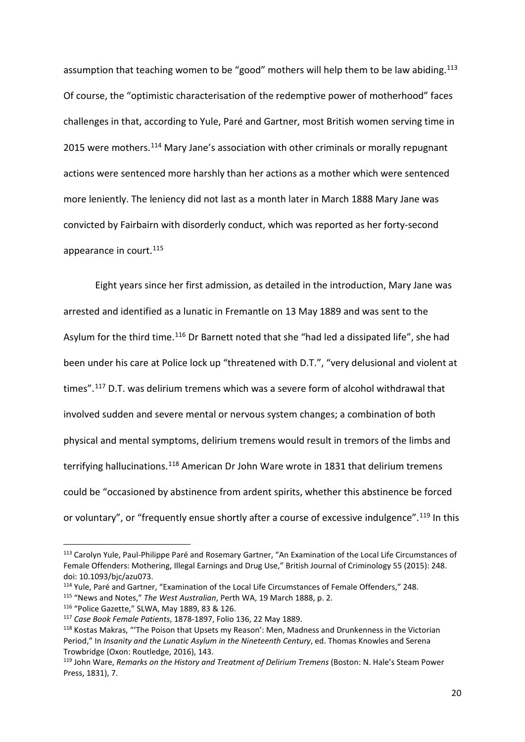assumption that teaching women to be "good" mothers will help them to be law abiding.[113] Of course, the "optimistic characterisation of the redemptive power of motherhood" faces challenges in that, according to Yule, Paré and Gartner, most British women serving time in 2015 were mothers.[114] Mary Jane's association with other criminals or morally repugnant actions were sentenced more harshly than her actions as a mother which were sentenced more leniently. The leniency did not last as a month later in March 1888 Mary Jane was convicted by Fairbairn with disorderly conduct, which was reported as her forty-second appearance in court.[115]

Eight years since her first admission, as detailed in the introduction, Mary Jane was arrested and identified as a lunatic in Fremantle on 13 May 1889 and was sent to the Asylum for the third time.[116] Dr Barnett noted that she "had led a dissipated life", she had been under his care at Police lock up "threatened with D.T.", "very delusional and violent at times".[117] D.T. was delirium tremens which was a severe form of alcohol withdrawal that involved sudden and severe mental or nervous system changes; a combination of both physical and mental symptoms, delirium tremens would result in tremors of the limbs and terrifying hallucinations.[118] American Dr John Ware wrote in 1831 that delirium tremens could be "occasioned by abstinence from ardent spirits, whether this abstinence be forced or voluntary", or "frequently ensue shortly after a course of excessive indulgence".[119] In this

---

[113] Carolyn Yule, Paul-Philippe Paré and Rosemary Gartner, "An Examination of the Local Life Circumstances of Female Offenders: Mothering, Illegal Earnings and Drug Use," British Journal of Criminology 55 (2015): 248. doi: 10.1093/bjc/azu073.

[114] Yule, Paré and Gartner, "Examination of the Local Life Circumstances of Female Offenders," 248.

[115] "News and Notes," *The West Australian*, Perth WA, 19 March 1888, p. 2.

[116] "Police Gazette," SLWA, May 1889, 83 & 126.

[117] *Case Book Female Patients*, 1878-1897, Folio 136, 22 May 1889.

[118] Kostas Makras, "'The Poison that Upsets my Reason': Men, Madness and Drunkenness in the Victorian Period," In *Insanity and the Lunatic Asylum in the Nineteenth Century*, ed. Thomas Knowles and Serena Trowbridge (Oxon: Routledge, 2016), 143.

[119] John Ware, *Remarks on the History and Treatment of Delirium Tremens* (Boston: N. Hale's Steam Power Press, 1831), 7.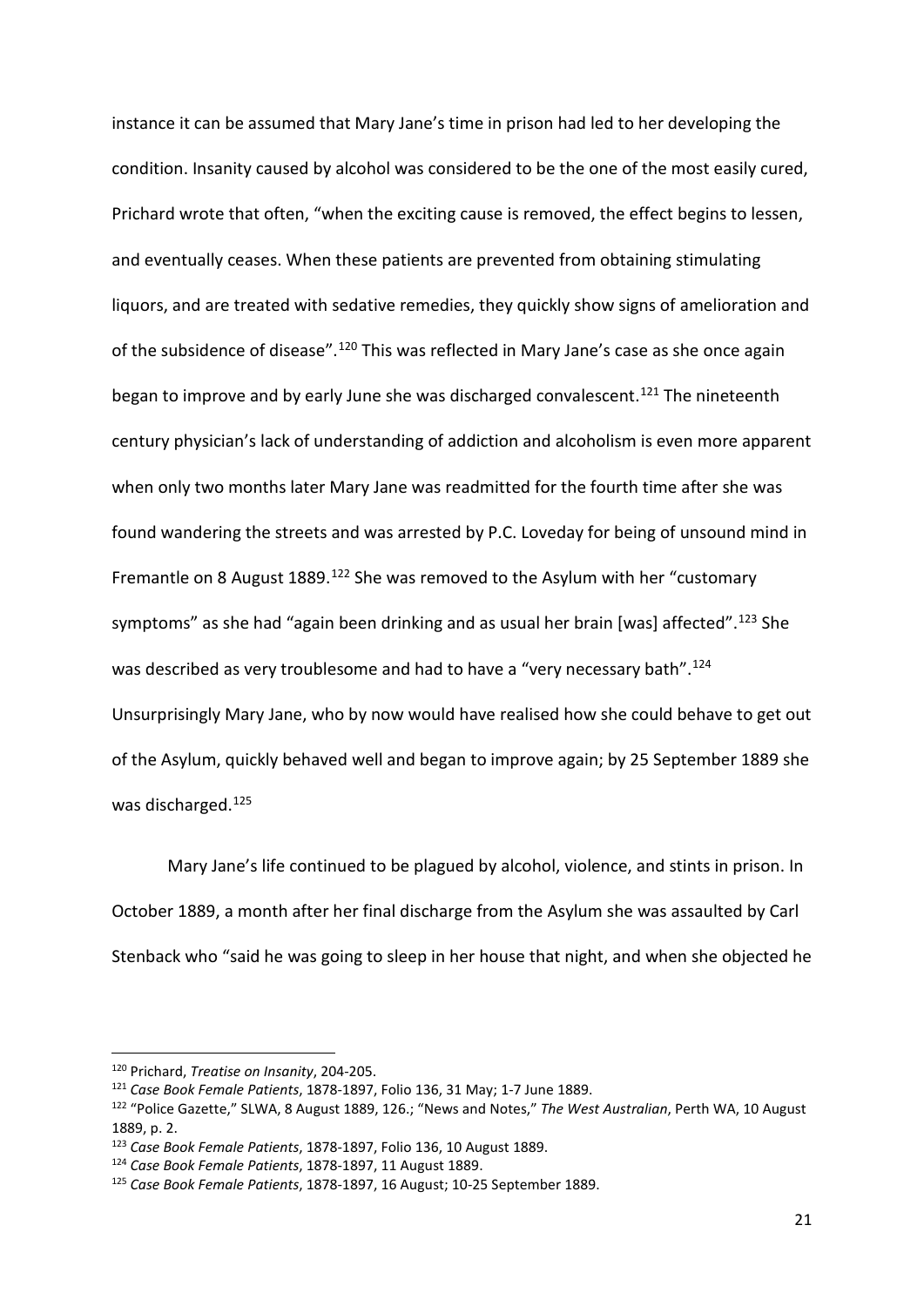instance it can be assumed that Mary Jane's time in prison had led to her developing the condition. Insanity caused by alcohol was considered to be the one of the most easily cured, Prichard wrote that often, "when the exciting cause is removed, the effect begins to lessen, and eventually ceases. When these patients are prevented from obtaining stimulating liquors, and are treated with sedative remedies, they quickly show signs of amelioration and of the subsidence of disease".[120] This was reflected in Mary Jane's case as she once again began to improve and by early June she was discharged convalescent.[121] The nineteenth century physician's lack of understanding of addiction and alcoholism is even more apparent when only two months later Mary Jane was readmitted for the fourth time after she was found wandering the streets and was arrested by P.C. Loveday for being of unsound mind in Fremantle on 8 August 1889.[122] She was removed to the Asylum with her "customary symptoms" as she had "again been drinking and as usual her brain [was] affected".[123] She was described as very troublesome and had to have a "very necessary bath".[124] Unsurprisingly Mary Jane, who by now would have realised how she could behave to get out of the Asylum, quickly behaved well and began to improve again; by 25 September 1889 she was discharged.[125]

Mary Jane's life continued to be plagued by alcohol, violence, and stints in prison. In October 1889, a month after her final discharge from the Asylum she was assaulted by Carl Stenback who "said he was going to sleep in her house that night, and when she objected he

---

[120] Prichard, *Treatise on Insanity*, 204-205.

[121] *Case Book Female Patients*, 1878-1897, Folio 136, 31 May; 1-7 June 1889.

[122] "Police Gazette," SLWA, 8 August 1889, 126.; "News and Notes," *The West Australian*, Perth WA, 10 August 1889, p. 2.

[123] *Case Book Female Patients*, 1878-1897, Folio 136, 10 August 1889.

[124] *Case Book Female Patients*, 1878-1897, 11 August 1889.

[125] *Case Book Female Patients*, 1878-1897, 16 August; 10-25 September 1889.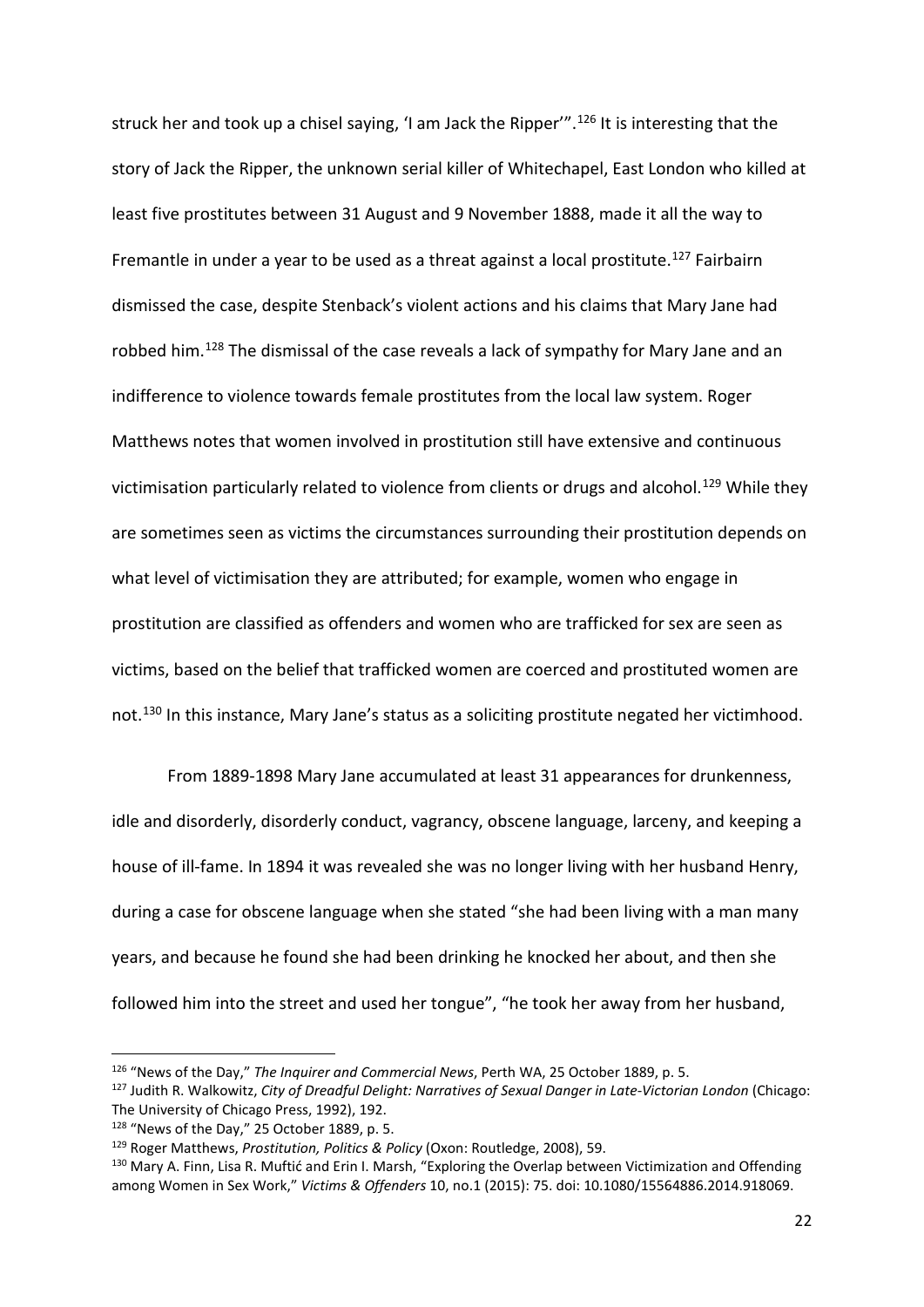struck her and took up a chisel saying, 'I am Jack the Ripper'".[126] It is interesting that the story of Jack the Ripper, the unknown serial killer of Whitechapel, East London who killed at least five prostitutes between 31 August and 9 November 1888, made it all the way to Fremantle in under a year to be used as a threat against a local prostitute.[127] Fairbairn dismissed the case, despite Stenback's violent actions and his claims that Mary Jane had robbed him.[128] The dismissal of the case reveals a lack of sympathy for Mary Jane and an indifference to violence towards female prostitutes from the local law system. Roger Matthews notes that women involved in prostitution still have extensive and continuous victimisation particularly related to violence from clients or drugs and alcohol.[129] While they are sometimes seen as victims the circumstances surrounding their prostitution depends on what level of victimisation they are attributed; for example, women who engage in prostitution are classified as offenders and women who are trafficked for sex are seen as victims, based on the belief that trafficked women are coerced and prostituted women are not.[130] In this instance, Mary Jane's status as a soliciting prostitute negated her victimhood.

From 1889-1898 Mary Jane accumulated at least 31 appearances for drunkenness, idle and disorderly, disorderly conduct, vagrancy, obscene language, larceny, and keeping a house of ill-fame. In 1894 it was revealed she was no longer living with her husband Henry, during a case for obscene language when she stated "she had been living with a man many years, and because he found she had been drinking he knocked her about, and then she followed him into the street and used her tongue", "he took her away from her husband,

---

[126] "News of the Day," *The Inquirer and Commercial News*, Perth WA, 25 October 1889, p. 5.

[127] Judith R. Walkowitz, *City of Dreadful Delight: Narratives of Sexual Danger in Late-Victorian London* (Chicago: The University of Chicago Press, 1992), 192.

[128] "News of the Day," 25 October 1889, p. 5.

[129] Roger Matthews, *Prostitution, Politics & Policy* (Oxon: Routledge, 2008), 59.

[130] Mary A. Finn, Lisa R. Muftić and Erin I. Marsh, "Exploring the Overlap between Victimization and Offending among Women in Sex Work," *Victims & Offenders* 10, no.1 (2015): 75. doi: 10.1080/15564886.2014.918069.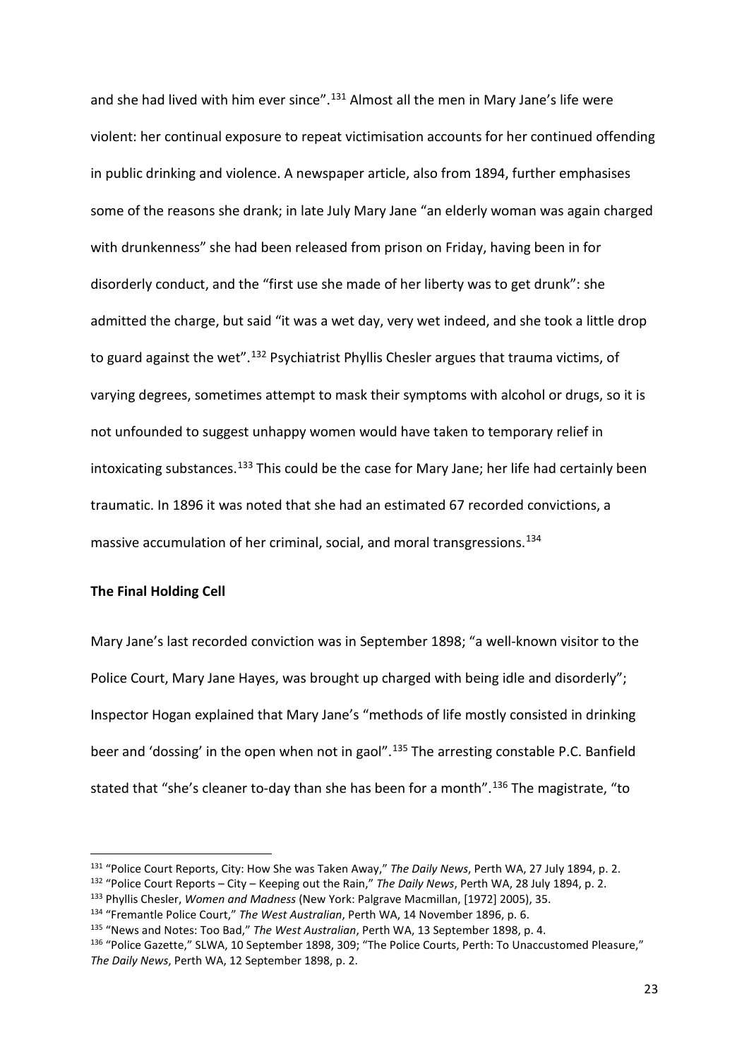and she had lived with him ever since”.[131] Almost all the men in Mary Jane’s life were violent: her continual exposure to repeat victimisation accounts for her continued offending in public drinking and violence. A newspaper article, also from 1894, further emphasises some of the reasons she drank; in late July Mary Jane “an elderly woman was again charged with drunkenness” she had been released from prison on Friday, having been in for disorderly conduct, and the “first use she made of her liberty was to get drunk”: she admitted the charge, but said “it was a wet day, very wet indeed, and she took a little drop to guard against the wet”.[132] Psychiatrist Phyllis Chesler argues that trauma victims, of varying degrees, sometimes attempt to mask their symptoms with alcohol or drugs, so it is not unfounded to suggest unhappy women would have taken to temporary relief in intoxicating substances.[133] This could be the case for Mary Jane; her life had certainly been traumatic. In 1896 it was noted that she had an estimated 67 recorded convictions, a massive accumulation of her criminal, social, and moral transgressions.[134]

**The Final Holding Cell**

Mary Jane’s last recorded conviction was in September 1898; “a well-known visitor to the Police Court, Mary Jane Hayes, was brought up charged with being idle and disorderly”; Inspector Hogan explained that Mary Jane’s “methods of life mostly consisted in drinking beer and ‘dossing’ in the open when not in gaol”.[135] The arresting constable P.C. Banfield stated that “she’s cleaner to-day than she has been for a month”.[136] The magistrate, “to

---

[131] “Police Court Reports, City: How She was Taken Away,” *The Daily News*, Perth WA, 27 July 1894, p. 2.

[132] “Police Court Reports – City – Keeping out the Rain,” *The Daily News*, Perth WA, 28 July 1894, p. 2.

[133] Phyllis Chesler, *Women and Madness* (New York: Palgrave Macmillan, [1972] 2005), 35.

[134] “Fremantle Police Court,” *The West Australian*, Perth WA, 14 November 1896, p. 6.

[135] “News and Notes: Too Bad,” *The West Australian*, Perth WA, 13 September 1898, p. 4.

[136] “Police Gazette,” SLWA, 10 September 1898, 309; “The Police Courts, Perth: To Unaccustomed Pleasure,” *The Daily News*, Perth WA, 12 September 1898, p. 2.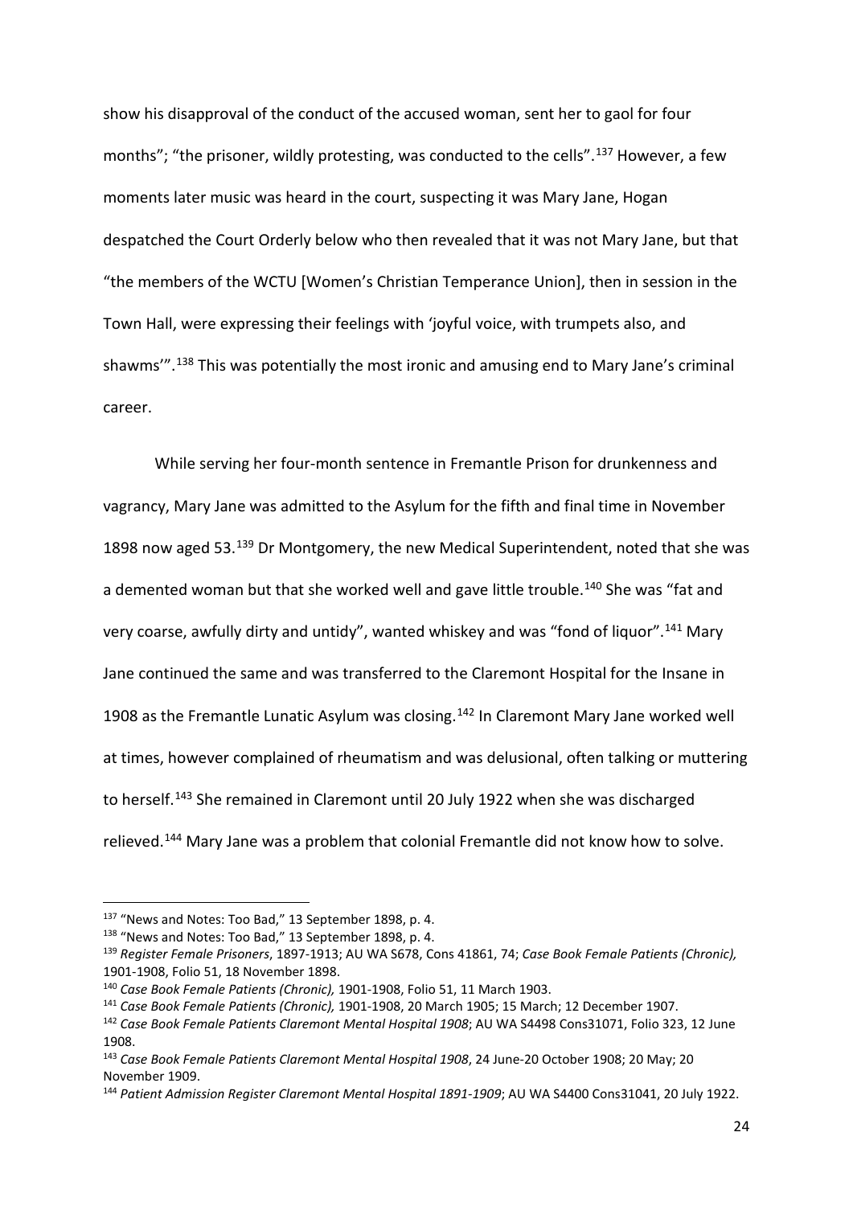show his disapproval of the conduct of the accused woman, sent her to gaol for four months"; "the prisoner, wildly protesting, was conducted to the cells".[137] However, a few moments later music was heard in the court, suspecting it was Mary Jane, Hogan despatched the Court Orderly below who then revealed that it was not Mary Jane, but that "the members of the WCTU [Women's Christian Temperance Union], then in session in the Town Hall, were expressing their feelings with 'joyful voice, with trumpets also, and shawms'".[138] This was potentially the most ironic and amusing end to Mary Jane's criminal career.

While serving her four-month sentence in Fremantle Prison for drunkenness and vagrancy, Mary Jane was admitted to the Asylum for the fifth and final time in November 1898 now aged 53.[139] Dr Montgomery, the new Medical Superintendent, noted that she was a demented woman but that she worked well and gave little trouble.[140] She was "fat and very coarse, awfully dirty and untidy", wanted whiskey and was "fond of liquor".[141] Mary Jane continued the same and was transferred to the Claremont Hospital for the Insane in 1908 as the Fremantle Lunatic Asylum was closing.[142] In Claremont Mary Jane worked well at times, however complained of rheumatism and was delusional, often talking or muttering to herself.[143] She remained in Claremont until 20 July 1922 when she was discharged relieved.[144] Mary Jane was a problem that colonial Fremantle did not know how to solve.

---

[137] "News and Notes: Too Bad," 13 September 1898, p. 4.

[138] "News and Notes: Too Bad," 13 September 1898, p. 4.

[139] *Register Female Prisoners*, 1897-1913; AU WA S678, Cons 41861, 74; *Case Book Female Patients (Chronic),* 1901-1908, Folio 51, 18 November 1898.

[140] *Case Book Female Patients (Chronic),* 1901-1908, Folio 51, 11 March 1903.

[141] *Case Book Female Patients (Chronic),* 1901-1908, 20 March 1905; 15 March; 12 December 1907.

[142] *Case Book Female Patients Claremont Mental Hospital 1908*; AU WA S4498 Cons31071, Folio 323, 12 June 1908.

[143] *Case Book Female Patients Claremont Mental Hospital 1908*, 24 June-20 October 1908; 20 May; 20 November 1909.

[144] *Patient Admission Register Claremont Mental Hospital 1891-1909*; AU WA S4400 Cons31041, 20 July 1922.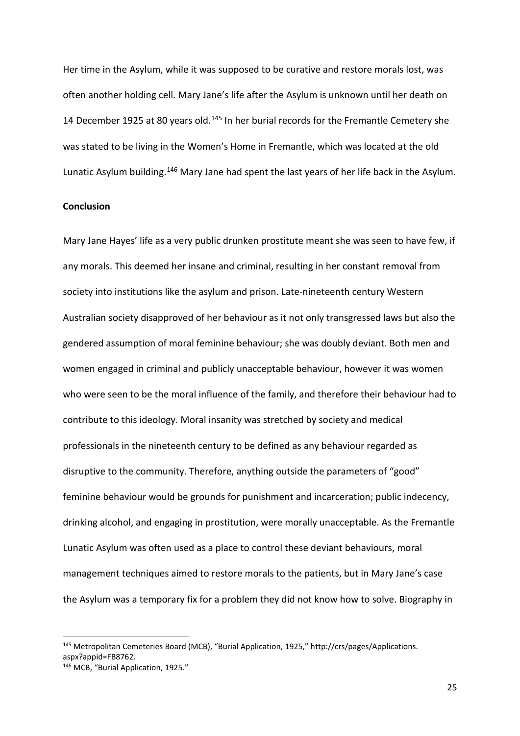Her time in the Asylum, while it was supposed to be curative and restore morals lost, was often another holding cell. Mary Jane's life after the Asylum is unknown until her death on 14 December 1925 at 80 years old.[145] In her burial records for the Fremantle Cemetery she was stated to be living in the Women's Home in Fremantle, which was located at the old Lunatic Asylum building.[146] Mary Jane had spent the last years of her life back in the Asylum.

**Conclusion**

Mary Jane Hayes' life as a very public drunken prostitute meant she was seen to have few, if any morals. This deemed her insane and criminal, resulting in her constant removal from society into institutions like the asylum and prison. Late-nineteenth century Western Australian society disapproved of her behaviour as it not only transgressed laws but also the gendered assumption of moral feminine behaviour; she was doubly deviant. Both men and women engaged in criminal and publicly unacceptable behaviour, however it was women who were seen to be the moral influence of the family, and therefore their behaviour had to contribute to this ideology. Moral insanity was stretched by society and medical professionals in the nineteenth century to be defined as any behaviour regarded as disruptive to the community. Therefore, anything outside the parameters of "good" feminine behaviour would be grounds for punishment and incarceration; public indecency, drinking alcohol, and engaging in prostitution, were morally unacceptable. As the Fremantle Lunatic Asylum was often used as a place to control these deviant behaviours, moral management techniques aimed to restore morals to the patients, but in Mary Jane's case the Asylum was a temporary fix for a problem they did not know how to solve. Biography in

---

[145] Metropolitan Cemeteries Board (MCB), "Burial Application, 1925," http://crs/pages/Applications.aspx?appid=FB8762.

[146] MCB, "Burial Application, 1925."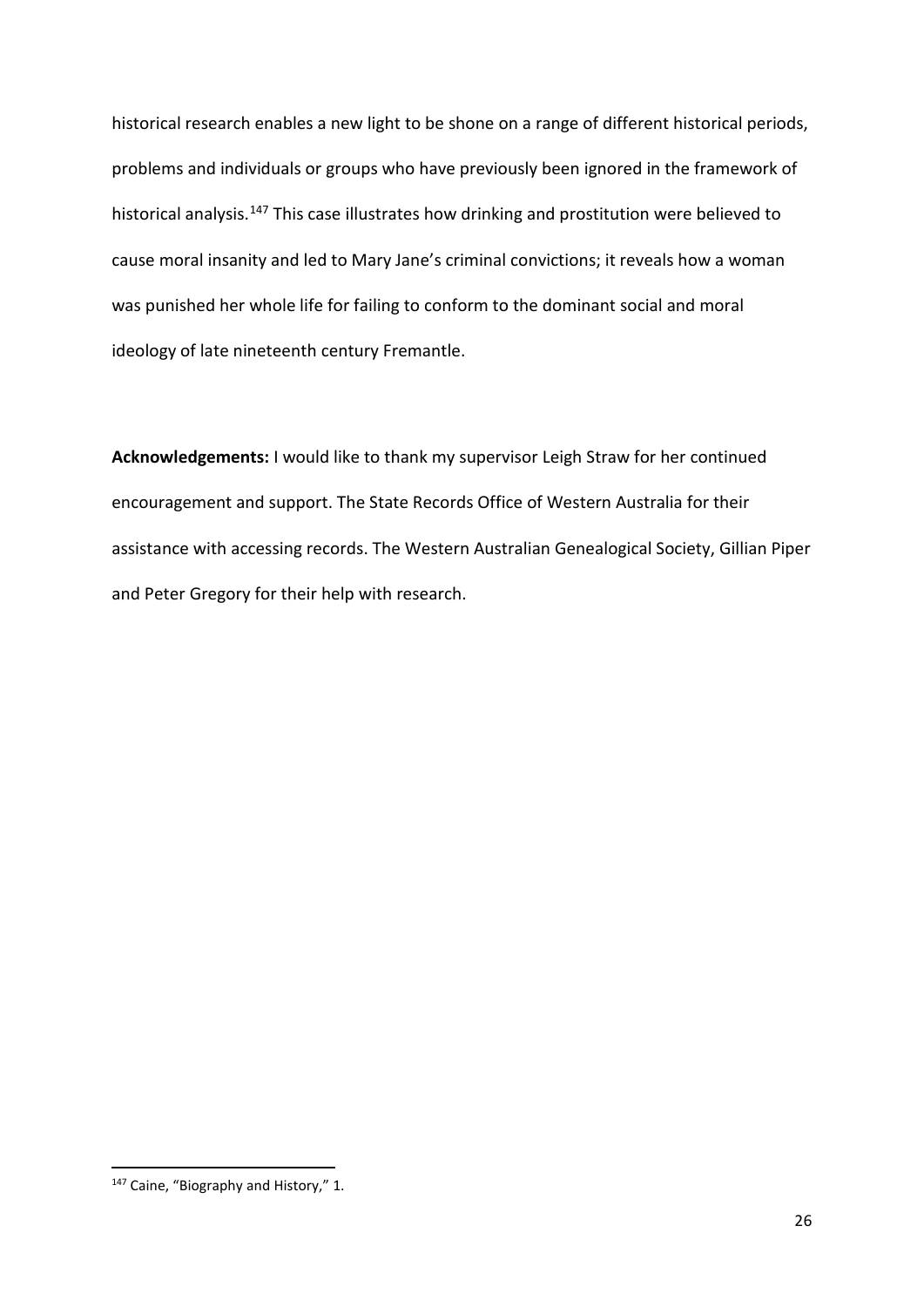historical research enables a new light to be shone on a range of different historical periods, problems and individuals or groups who have previously been ignored in the framework of historical analysis.[147] This case illustrates how drinking and prostitution were believed to cause moral insanity and led to Mary Jane's criminal convictions; it reveals how a woman was punished her whole life for failing to conform to the dominant social and moral ideology of late nineteenth century Fremantle.

**Acknowledgements:** I would like to thank my supervisor Leigh Straw for her continued encouragement and support. The State Records Office of Western Australia for their assistance with accessing records. The Western Australian Genealogical Society, Gillian Piper and Peter Gregory for their help with research.

---

[147] Caine, "Biography and History," 1.